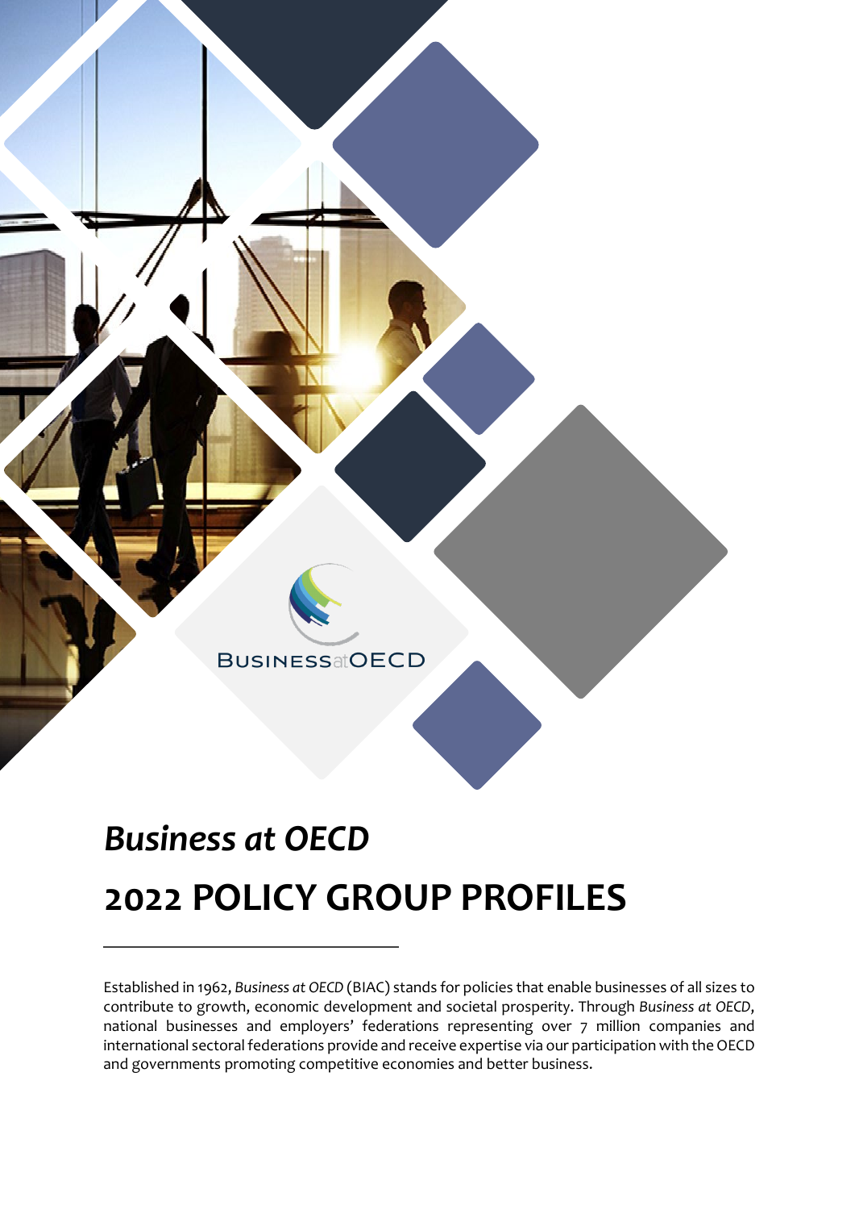BUSINESSatOECD

# *Business at OECD*

# 2022 POLICY GROUP PROFILES

Established in 1962, *Business at OECD* (BIAC) stands for policies that enable businesses of all sizes to contribute to growth, economic development and societal prosperity. Through *Business at OECD*, national businesses and employers' federations representing over 7 million companies and international sectoral federations provide and receive expertise via our participation with the OECD and governments promoting competitive economies and better business.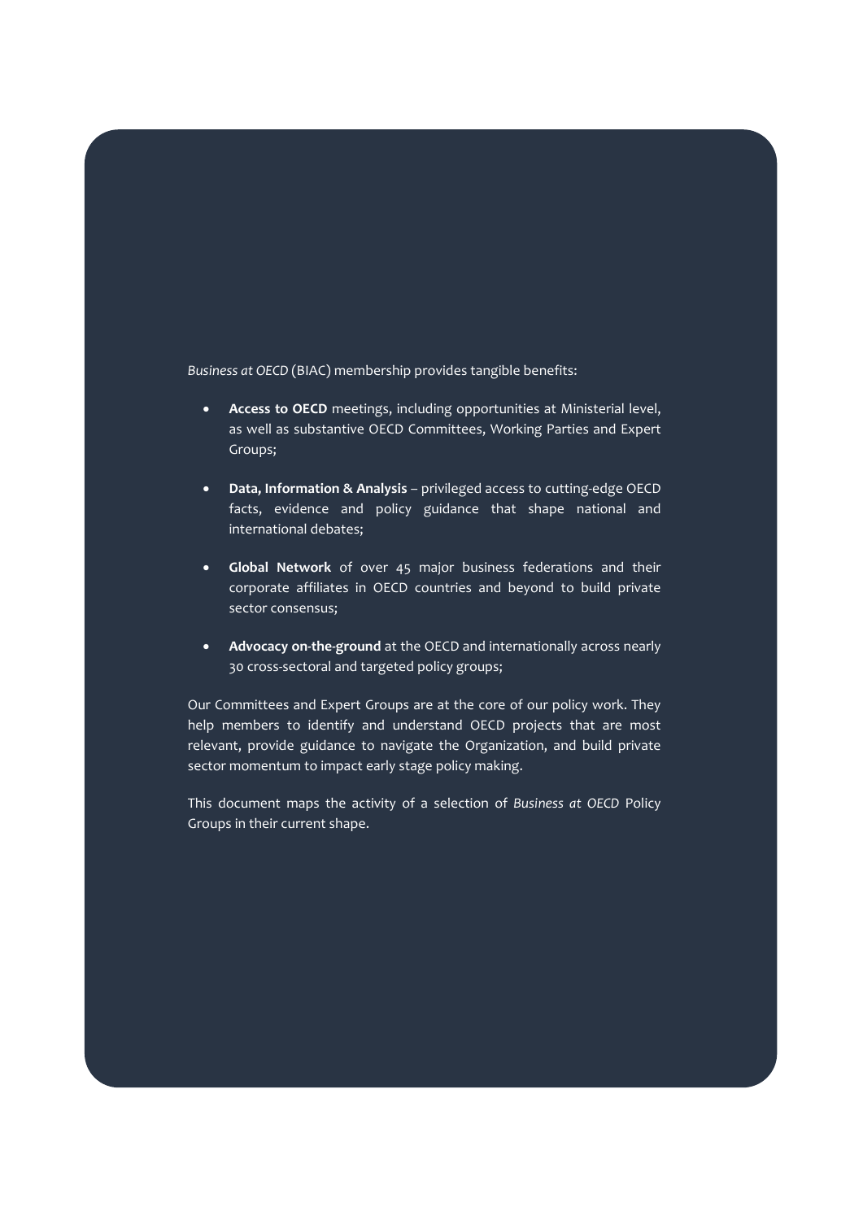*Business at OECD* (BIAC) membership provides tangible benefits:

- **Access to OECD** meetings, including opportunities at Ministerial level, as well as substantive OECD Committees, Working Parties and Expert Groups;
- **Data, Information & Analysis** – privileged access to cutting-edge OECD facts, evidence and policy guidance that shape national and international debates;
- **Global Network** of over 45 major business federations and their corporate affiliates in OECD countries and beyond to build private sector consensus;
- **Advocacy on-the-ground** at the OECD and internationally across nearly 30 cross-sectoral and targeted policy groups;

Our Committees and Expert Groups are at the core of our policy work. They help members to identify and understand OECD projects that are most relevant, provide guidance to navigate the Organization, and build private sector momentum to impact early stage policy making.

This document maps the activity of a selection of *Business at OECD* Policy Groups in their current shape.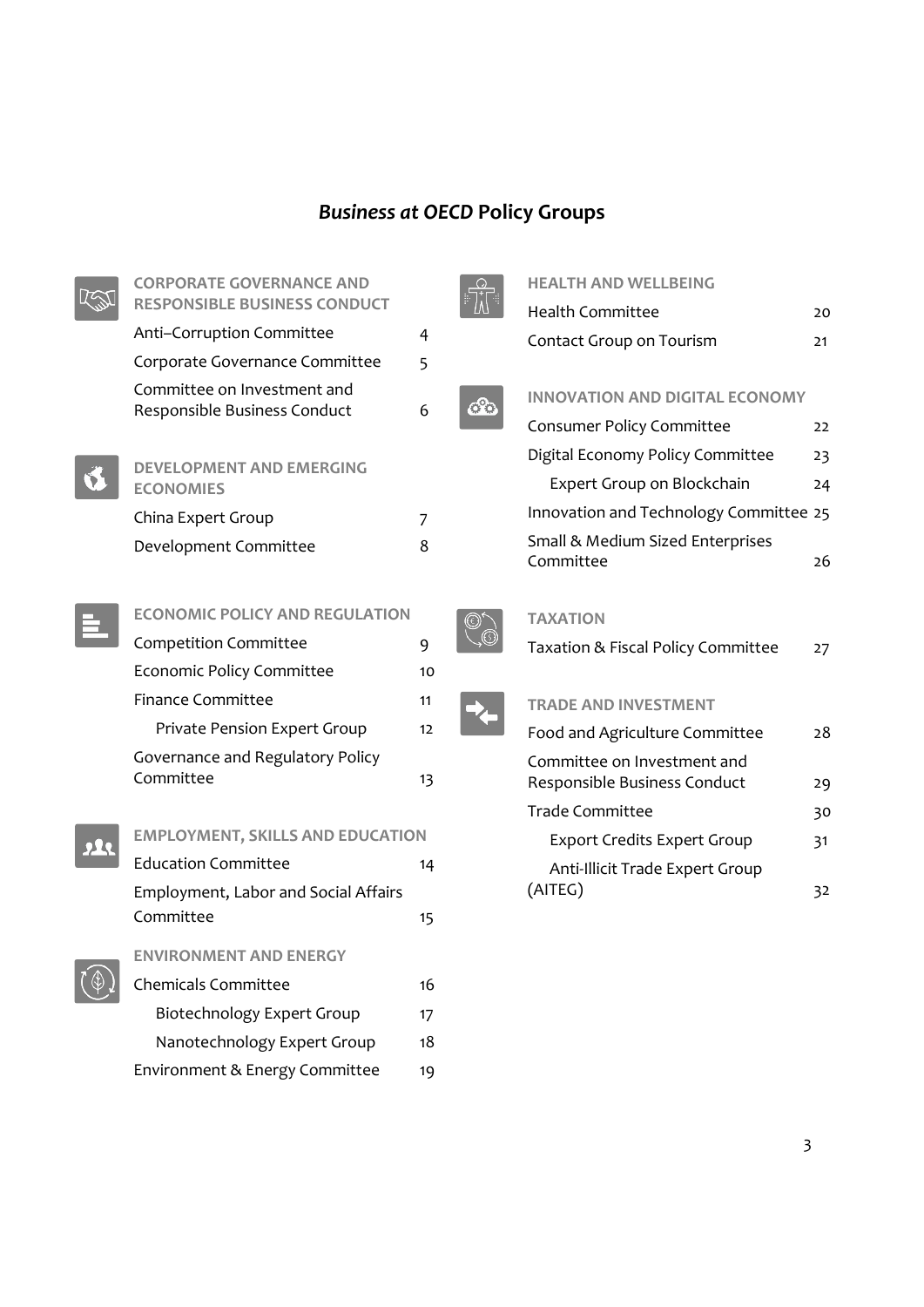# *Business at OECD* Policy Groups

## CORPORATE GOVERNANCE AND RESPONSIBLE BUSINESS CONDUCT

| | |
|---|---|
| Anti–Corruption Committee | 4 |
| Corporate Governance Committee | 5 |
| Committee on Investment and Responsible Business Conduct | 6 |

## DEVELOPMENT AND EMERGING ECONOMIES

| | |
|---|---|
| China Expert Group | 7 |
| Development Committee | 8 |

## ECONOMIC POLICY AND REGULATION

| | |
|---|---|
| Competition Committee | 9 |
| Economic Policy Committee | 10 |
| Finance Committee | 11 |
| Private Pension Expert Group | 12 |
| Governance and Regulatory Policy Committee | 13 |

## EMPLOYMENT, SKILLS AND EDUCATION

| | |
|---|---|
| Education Committee | 14 |
| Employment, Labor and Social Affairs Committee | 15 |

## ENVIRONMENT AND ENERGY

| | |
|---|---|
| Chemicals Committee | 16 |
| Biotechnology Expert Group | 17 |
| Nanotechnology Expert Group | 18 |
| Environment & Energy Committee | 19 |

## HEALTH AND WELLBEING

| | |
|---|---|
| Health Committee | 20 |
| Contact Group on Tourism | 21 |

## INNOVATION AND DIGITAL ECONOMY

| | |
|---|---|
| Consumer Policy Committee | 22 |
| Digital Economy Policy Committee | 23 |
| Expert Group on Blockchain | 24 |
| Innovation and Technology Committee | 25 |
| Small & Medium Sized Enterprises Committee | 26 |

## TAXATION

| | |
|---|---|
| Taxation & Fiscal Policy Committee | 27 |

## TRADE AND INVESTMENT

| | |
|---|---|
| Food and Agriculture Committee | 28 |
| Committee on Investment and Responsible Business Conduct | 29 |
| Trade Committee | 30 |
| Export Credits Expert Group | 31 |
| Anti-Illicit Trade Expert Group (AITEG) | 32 |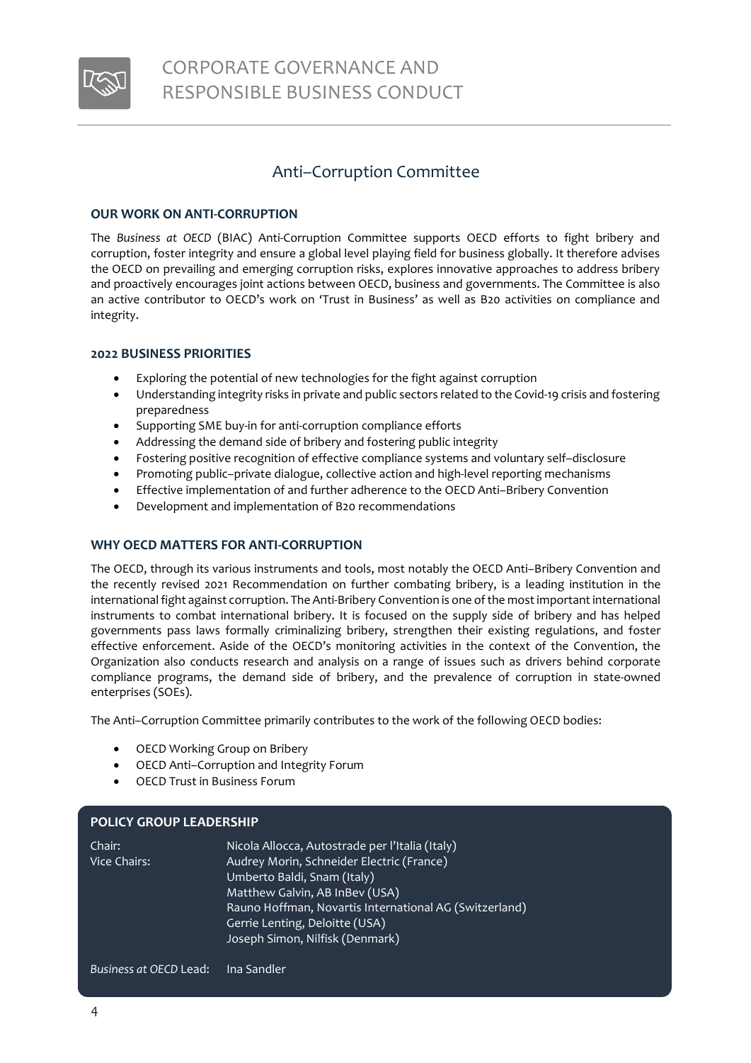# CORPORATE GOVERNANCE AND RESPONSIBLE BUSINESS CONDUCT

## Anti–Corruption Committee

### OUR WORK ON ANTI-CORRUPTION

The *Business at OECD* (BIAC) Anti-Corruption Committee supports OECD efforts to fight bribery and corruption, foster integrity and ensure a global level playing field for business globally. It therefore advises the OECD on prevailing and emerging corruption risks, explores innovative approaches to address bribery and proactively encourages joint actions between OECD, business and governments. The Committee is also an active contributor to OECD's work on 'Trust in Business' as well as B20 activities on compliance and integrity.

### 2022 BUSINESS PRIORITIES

- Exploring the potential of new technologies for the fight against corruption
- Understanding integrity risks in private and public sectors related to the Covid-19 crisis and fostering preparedness
- Supporting SME buy-in for anti-corruption compliance efforts
- Addressing the demand side of bribery and fostering public integrity
- Fostering positive recognition of effective compliance systems and voluntary self–disclosure
- Promoting public–private dialogue, collective action and high-level reporting mechanisms
- Effective implementation of and further adherence to the OECD Anti–Bribery Convention
- Development and implementation of B20 recommendations

### WHY OECD MATTERS FOR ANTI-CORRUPTION

The OECD, through its various instruments and tools, most notably the OECD Anti–Bribery Convention and the recently revised 2021 Recommendation on further combating bribery, is a leading institution in the international fight against corruption. The Anti-Bribery Convention is one of the most important international instruments to combat international bribery. It is focused on the supply side of bribery and has helped governments pass laws formally criminalizing bribery, strengthen their existing regulations, and foster effective enforcement. Aside of the OECD's monitoring activities in the context of the Convention, the Organization also conducts research and analysis on a range of issues such as drivers behind corporate compliance programs, the demand side of bribery, and the prevalence of corruption in state-owned enterprises (SOEs).

The Anti–Corruption Committee primarily contributes to the work of the following OECD bodies:

- OECD Working Group on Bribery
- OECD Anti–Corruption and Integrity Forum
- OECD Trust in Business Forum

### POLICY GROUP LEADERSHIP

| | |
|---|---|
| Chair: | Nicola Allocca, Autostrade per l'Italia (Italy) |
| Vice Chairs: | Audrey Morin, Schneider Electric (France) |
| | Umberto Baldi, Snam (Italy) |
| | Matthew Galvin, AB InBev (USA) |
| | Rauno Hoffman, Novartis International AG (Switzerland) |
| | Gerrie Lenting, Deloitte (USA) |
| | Joseph Simon, Nilfisk (Denmark) |
| *Business at OECD* Lead: | Ina Sandler |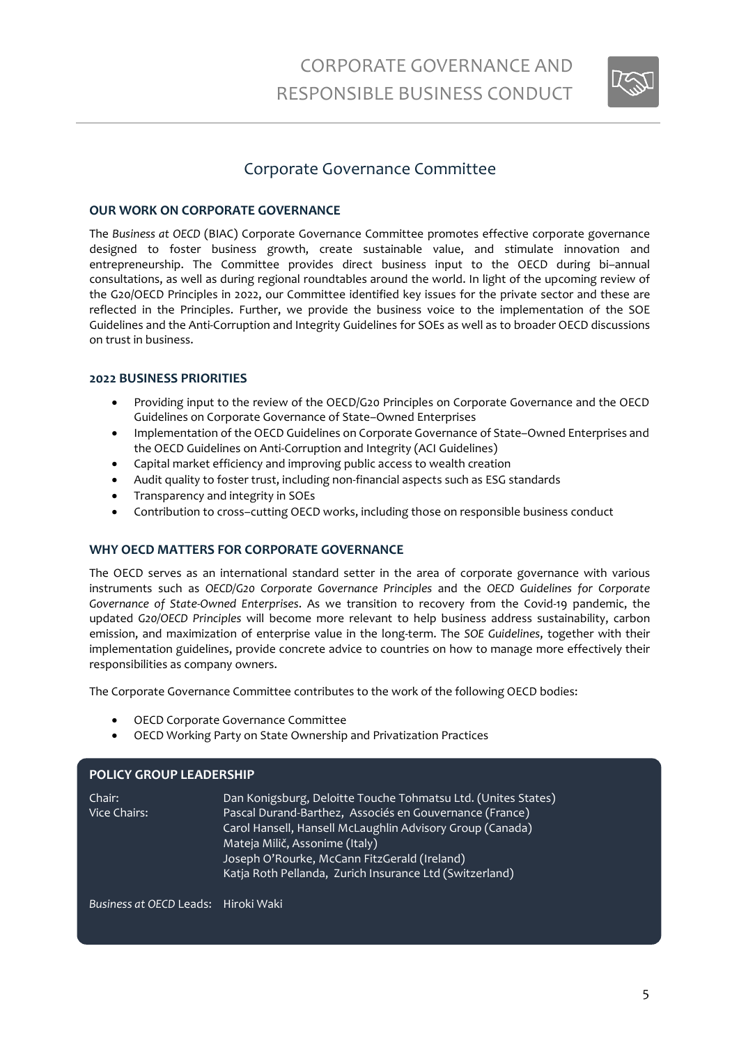# Corporate Governance Committee

### OUR WORK ON CORPORATE GOVERNANCE

The *Business at OECD* (BIAC) Corporate Governance Committee promotes effective corporate governance designed to foster business growth, create sustainable value, and stimulate innovation and entrepreneurship. The Committee provides direct business input to the OECD during bi–annual consultations, as well as during regional roundtables around the world. In light of the upcoming review of the G20/OECD Principles in 2022, our Committee identified key issues for the private sector and these are reflected in the Principles. Further, we provide the business voice to the implementation of the SOE Guidelines and the Anti-Corruption and Integrity Guidelines for SOEs as well as to broader OECD discussions on trust in business.

### 2022 BUSINESS PRIORITIES

- Providing input to the review of the OECD/G20 Principles on Corporate Governance and the OECD Guidelines on Corporate Governance of State–Owned Enterprises
- Implementation of the OECD Guidelines on Corporate Governance of State–Owned Enterprises and the OECD Guidelines on Anti-Corruption and Integrity (ACI Guidelines)
- Capital market efficiency and improving public access to wealth creation
- Audit quality to foster trust, including non-financial aspects such as ESG standards
- Transparency and integrity in SOEs
- Contribution to cross–cutting OECD works, including those on responsible business conduct

### WHY OECD MATTERS FOR CORPORATE GOVERNANCE

The OECD serves as an international standard setter in the area of corporate governance with various instruments such as *OECD/G20 Corporate Governance Principles* and the *OECD Guidelines for Corporate Governance of State-Owned Enterprises*. As we transition to recovery from the Covid-19 pandemic, the updated *G20/OECD Principles* will become more relevant to help business address sustainability, carbon emission, and maximization of enterprise value in the long-term. The *SOE Guidelines*, together with their implementation guidelines, provide concrete advice to countries on how to manage more effectively their responsibilities as company owners.

The Corporate Governance Committee contributes to the work of the following OECD bodies:

- OECD Corporate Governance Committee
- OECD Working Party on State Ownership and Privatization Practices

### POLICY GROUP LEADERSHIP

Chair: Dan Konigsburg, Deloitte Touche Tohmatsu Ltd. (Unites States)

Vice Chairs:
- Pascal Durand-Barthez, Associés en Gouvernance (France)
- Carol Hansell, Hansell McLaughlin Advisory Group (Canada)
- Mateja Milič, Assonime (Italy)
- Joseph O'Rourke, McCann FitzGerald (Ireland)
- Katja Roth Pellanda, Zurich Insurance Ltd (Switzerland)

*Business at OECD* Leads: Hiroki Waki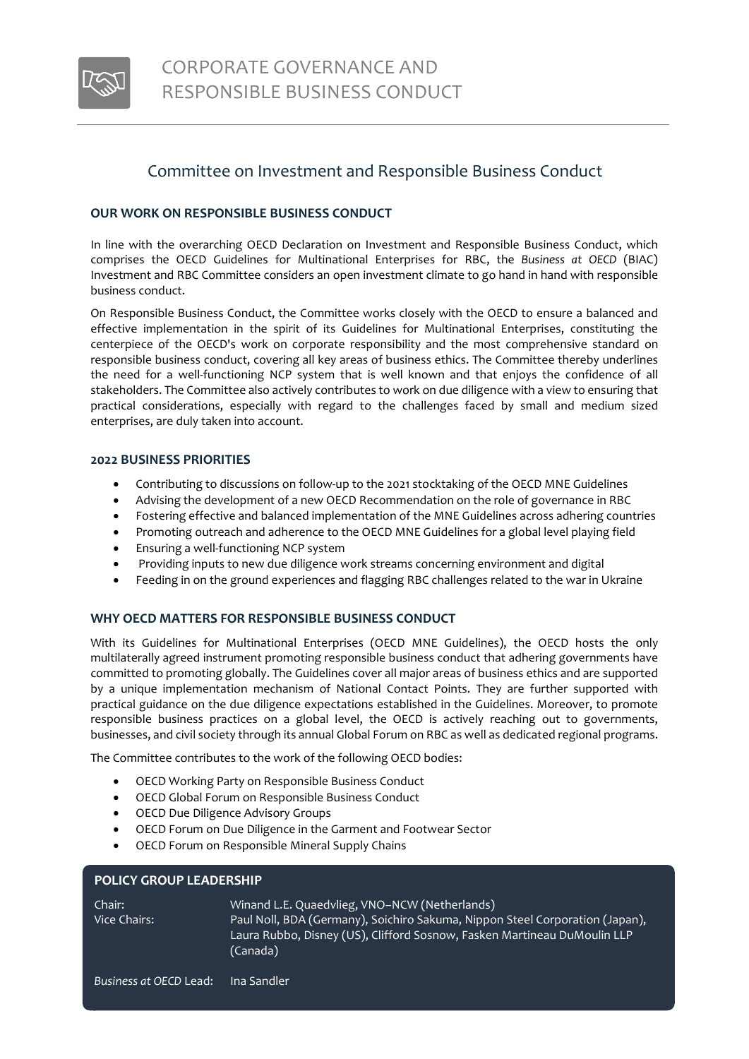# CORPORATE GOVERNANCE AND RESPONSIBLE BUSINESS CONDUCT

## Committee on Investment and Responsible Business Conduct

### OUR WORK ON RESPONSIBLE BUSINESS CONDUCT

In line with the overarching OECD Declaration on Investment and Responsible Business Conduct, which comprises the OECD Guidelines for Multinational Enterprises for RBC, the *Business at OECD* (BIAC) Investment and RBC Committee considers an open investment climate to go hand in hand with responsible business conduct.

On Responsible Business Conduct, the Committee works closely with the OECD to ensure a balanced and effective implementation in the spirit of its Guidelines for Multinational Enterprises, constituting the centerpiece of the OECD's work on corporate responsibility and the most comprehensive standard on responsible business conduct, covering all key areas of business ethics. The Committee thereby underlines the need for a well-functioning NCP system that is well known and that enjoys the confidence of all stakeholders. The Committee also actively contributes to work on due diligence with a view to ensuring that practical considerations, especially with regard to the challenges faced by small and medium sized enterprises, are duly taken into account.

### 2022 BUSINESS PRIORITIES

- Contributing to discussions on follow-up to the 2021 stocktaking of the OECD MNE Guidelines
- Advising the development of a new OECD Recommendation on the role of governance in RBC
- Fostering effective and balanced implementation of the MNE Guidelines across adhering countries
- Promoting outreach and adherence to the OECD MNE Guidelines for a global level playing field
- Ensuring a well-functioning NCP system
- Providing inputs to new due diligence work streams concerning environment and digital
- Feeding in on the ground experiences and flagging RBC challenges related to the war in Ukraine

### WHY OECD MATTERS FOR RESPONSIBLE BUSINESS CONDUCT

With its Guidelines for Multinational Enterprises (OECD MNE Guidelines), the OECD hosts the only multilaterally agreed instrument promoting responsible business conduct that adhering governments have committed to promoting globally. The Guidelines cover all major areas of business ethics and are supported by a unique implementation mechanism of National Contact Points. They are further supported with practical guidance on the due diligence expectations established in the Guidelines. Moreover, to promote responsible business practices on a global level, the OECD is actively reaching out to governments, businesses, and civil society through its annual Global Forum on RBC as well as dedicated regional programs.

The Committee contributes to the work of the following OECD bodies:

- OECD Working Party on Responsible Business Conduct
- OECD Global Forum on Responsible Business Conduct
- OECD Due Diligence Advisory Groups
- OECD Forum on Due Diligence in the Garment and Footwear Sector
- OECD Forum on Responsible Mineral Supply Chains

### POLICY GROUP LEADERSHIP

| | |
|---|---|
| Chair: | Winand L.E. Quaedvlieg, VNO–NCW (Netherlands) |
| Vice Chairs: | Paul Noll, BDA (Germany), Soichiro Sakuma, Nippon Steel Corporation (Japan), Laura Rubbo, Disney (US), Clifford Sosnow, Fasken Martineau DuMoulin LLP (Canada) |
| *Business at OECD* Lead: | Ina Sandler |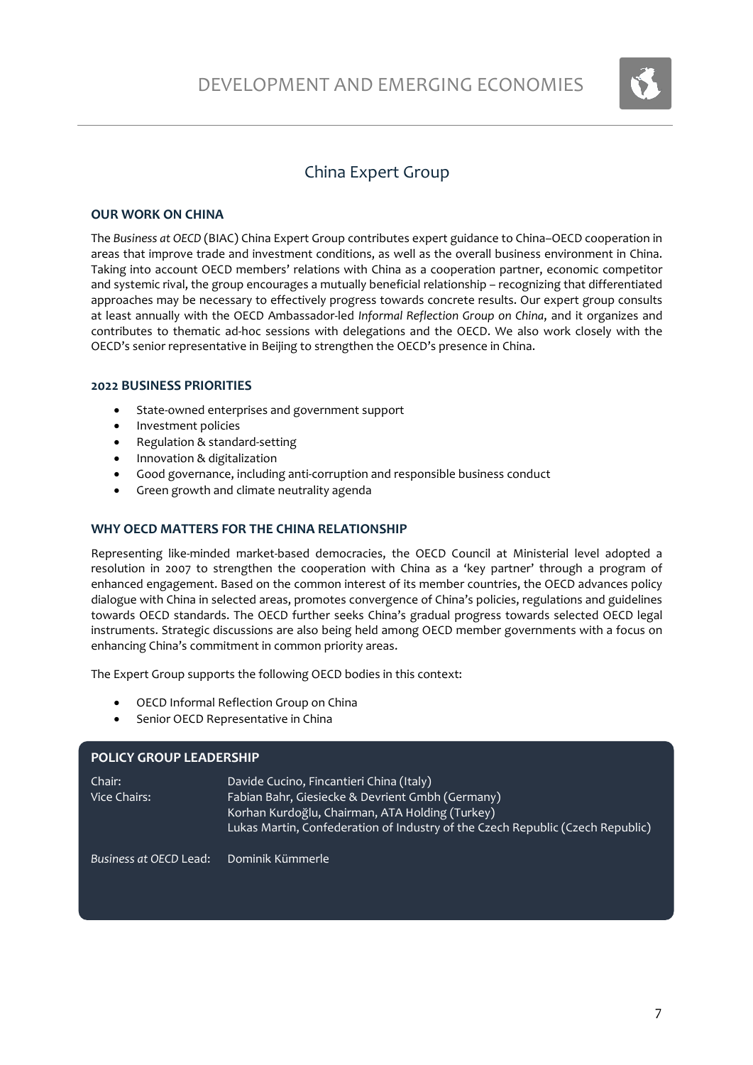# China Expert Group

## OUR WORK ON CHINA

The *Business at OECD* (BIAC) China Expert Group contributes expert guidance to China–OECD cooperation in areas that improve trade and investment conditions, as well as the overall business environment in China. Taking into account OECD members' relations with China as a cooperation partner, economic competitor and systemic rival, the group encourages a mutually beneficial relationship – recognizing that differentiated approaches may be necessary to effectively progress towards concrete results. Our expert group consults at least annually with the OECD Ambassador-led *Informal Reflection Group on China*, and it organizes and contributes to thematic ad-hoc sessions with delegations and the OECD. We also work closely with the OECD's senior representative in Beijing to strengthen the OECD's presence in China.

## 2022 BUSINESS PRIORITIES

- State-owned enterprises and government support
- Investment policies
- Regulation & standard-setting
- Innovation & digitalization
- Good governance, including anti-corruption and responsible business conduct
- Green growth and climate neutrality agenda

## WHY OECD MATTERS FOR THE CHINA RELATIONSHIP

Representing like-minded market-based democracies, the OECD Council at Ministerial level adopted a resolution in 2007 to strengthen the cooperation with China as a 'key partner' through a program of enhanced engagement. Based on the common interest of its member countries, the OECD advances policy dialogue with China in selected areas, promotes convergence of China's policies, regulations and guidelines towards OECD standards. The OECD further seeks China's gradual progress towards selected OECD legal instruments. Strategic discussions are also being held among OECD member governments with a focus on enhancing China's commitment in common priority areas.

The Expert Group supports the following OECD bodies in this context:

- OECD Informal Reflection Group on China
- Senior OECD Representative in China

## POLICY GROUP LEADERSHIP

Chair: Davide Cucino, Fincantieri China (Italy)

Vice Chairs: Fabian Bahr, Giesiecke & Devrient Gmbh (Germany)
Korhan Kurdoğlu, Chairman, ATA Holding (Turkey)
Lukas Martin, Confederation of Industry of the Czech Republic (Czech Republic)

*Business at OECD* Lead: Dominik Kümmerle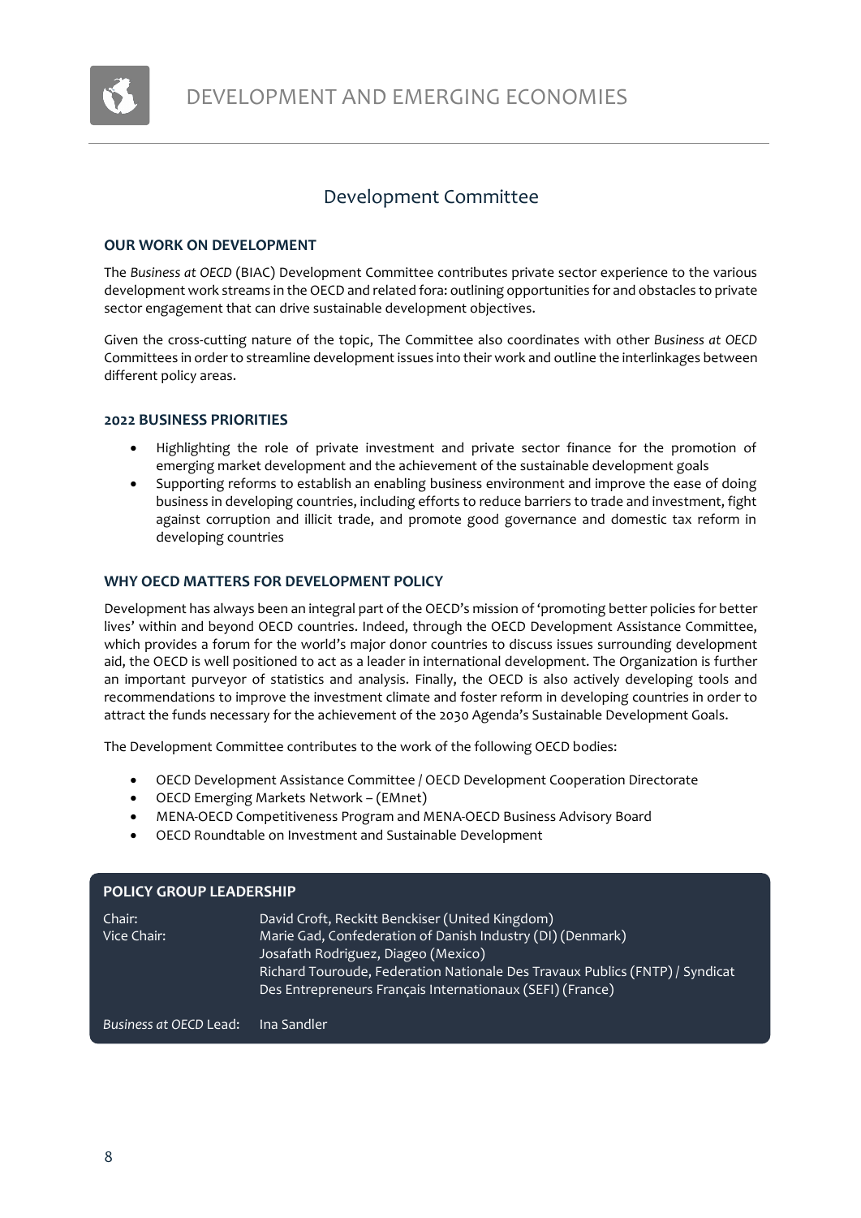# DEVELOPMENT AND EMERGING ECONOMIES

## Development Committee

### OUR WORK ON DEVELOPMENT

The *Business at OECD* (BIAC) Development Committee contributes private sector experience to the various development work streams in the OECD and related fora: outlining opportunities for and obstacles to private sector engagement that can drive sustainable development objectives.

Given the cross-cutting nature of the topic, The Committee also coordinates with other *Business at OECD* Committees in order to streamline development issues into their work and outline the interlinkages between different policy areas.

### 2022 BUSINESS PRIORITIES

- Highlighting the role of private investment and private sector finance for the promotion of emerging market development and the achievement of the sustainable development goals
- Supporting reforms to establish an enabling business environment and improve the ease of doing business in developing countries, including efforts to reduce barriers to trade and investment, fight against corruption and illicit trade, and promote good governance and domestic tax reform in developing countries

### WHY OECD MATTERS FOR DEVELOPMENT POLICY

Development has always been an integral part of the OECD's mission of 'promoting better policies for better lives' within and beyond OECD countries. Indeed, through the OECD Development Assistance Committee, which provides a forum for the world's major donor countries to discuss issues surrounding development aid, the OECD is well positioned to act as a leader in international development. The Organization is further an important purveyor of statistics and analysis. Finally, the OECD is also actively developing tools and recommendations to improve the investment climate and foster reform in developing countries in order to attract the funds necessary for the achievement of the 2030 Agenda's Sustainable Development Goals.

The Development Committee contributes to the work of the following OECD bodies:

- OECD Development Assistance Committee / OECD Development Cooperation Directorate
- OECD Emerging Markets Network – (EMnet)
- MENA-OECD Competitiveness Program and MENA-OECD Business Advisory Board
- OECD Roundtable on Investment and Sustainable Development

### POLICY GROUP LEADERSHIP

| | |
|---|---|
| Chair: | David Croft, Reckitt Benckiser (United Kingdom) |
| Vice Chair: | Marie Gad, Confederation of Danish Industry (DI) (Denmark) |
| | Josafath Rodriguez, Diageo (Mexico) |
| | Richard Touroude, Federation Nationale Des Travaux Publics (FNTP) / Syndicat Des Entrepreneurs Français Internationaux (SEFI) (France) |
| *Business at OECD* Lead: | Ina Sandler |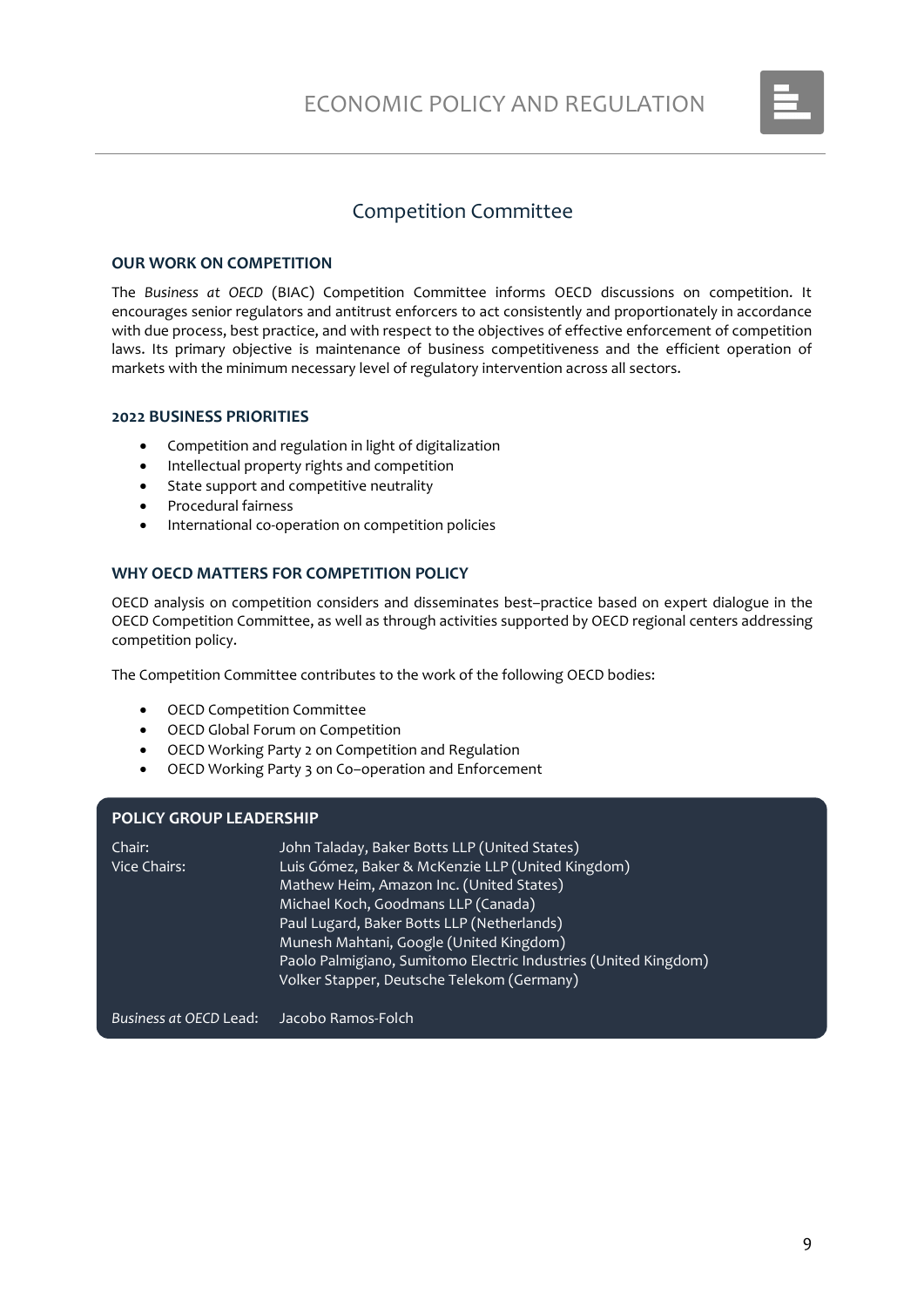# ECONOMIC POLICY AND REGULATION

## Competition Committee

### OUR WORK ON COMPETITION

The *Business at OECD* (BIAC) Competition Committee informs OECD discussions on competition. It encourages senior regulators and antitrust enforcers to act consistently and proportionately in accordance with due process, best practice, and with respect to the objectives of effective enforcement of competition laws. Its primary objective is maintenance of business competitiveness and the efficient operation of markets with the minimum necessary level of regulatory intervention across all sectors.

### 2022 BUSINESS PRIORITIES

- Competition and regulation in light of digitalization
- Intellectual property rights and competition
- State support and competitive neutrality
- Procedural fairness
- International co-operation on competition policies

### WHY OECD MATTERS FOR COMPETITION POLICY

OECD analysis on competition considers and disseminates best–practice based on expert dialogue in the OECD Competition Committee, as well as through activities supported by OECD regional centers addressing competition policy.

The Competition Committee contributes to the work of the following OECD bodies:

- OECD Competition Committee
- OECD Global Forum on Competition
- OECD Working Party 2 on Competition and Regulation
- OECD Working Party 3 on Co–operation and Enforcement

### POLICY GROUP LEADERSHIP

| | |
|---|---|
| Chair: | John Taladay, Baker Botts LLP (United States) |
| Vice Chairs: | Luis Gómez, Baker & McKenzie LLP (United Kingdom) |
| | Mathew Heim, Amazon Inc. (United States) |
| | Michael Koch, Goodmans LLP (Canada) |
| | Paul Lugard, Baker Botts LLP (Netherlands) |
| | Munesh Mahtani, Google (United Kingdom) |
| | Paolo Palmigiano, Sumitomo Electric Industries (United Kingdom) |
| | Volker Stapper, Deutsche Telekom (Germany) |
| *Business at OECD* Lead: | Jacobo Ramos-Folch |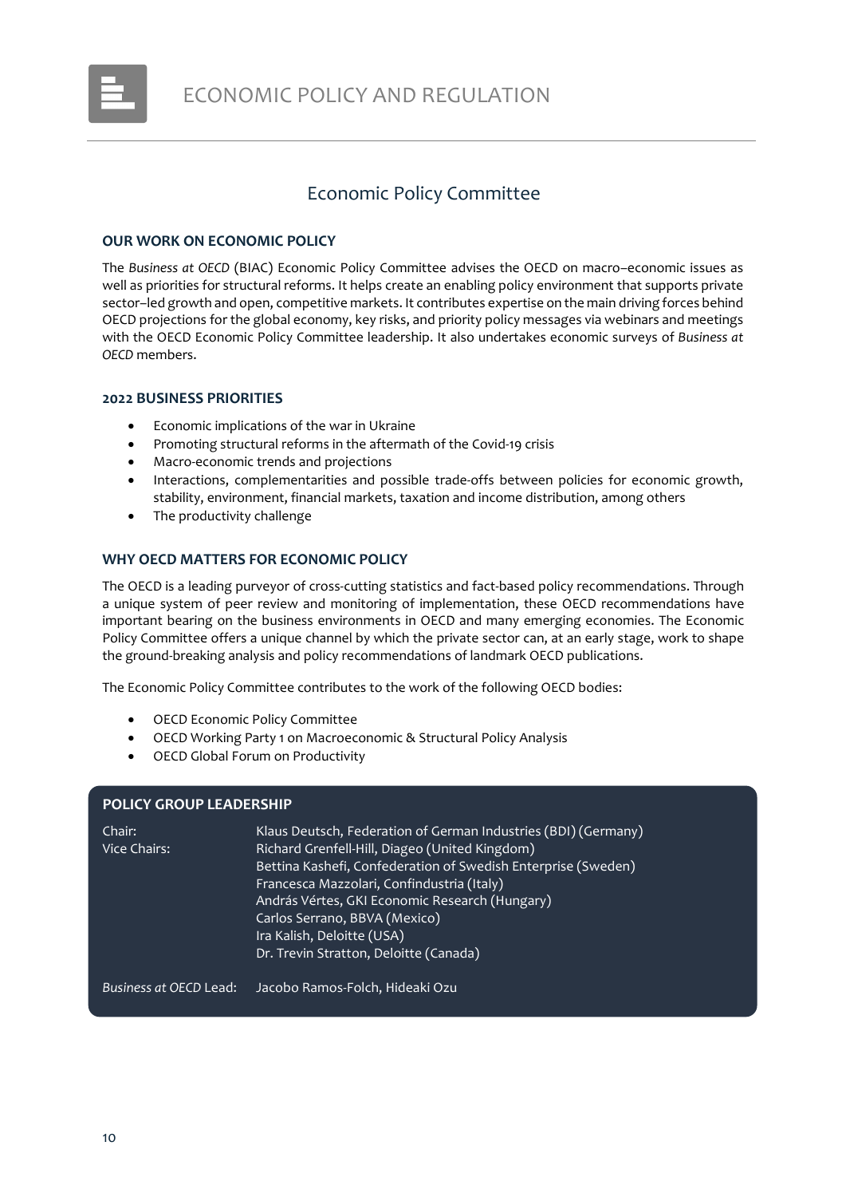# ECONOMIC POLICY AND REGULATION

## Economic Policy Committee

### OUR WORK ON ECONOMIC POLICY

The *Business at OECD* (BIAC) Economic Policy Committee advises the OECD on macro–economic issues as well as priorities for structural reforms. It helps create an enabling policy environment that supports private sector–led growth and open, competitive markets. It contributes expertise on the main driving forces behind OECD projections for the global economy, key risks, and priority policy messages via webinars and meetings with the OECD Economic Policy Committee leadership. It also undertakes economic surveys of *Business at OECD* members.

### 2022 BUSINESS PRIORITIES

- Economic implications of the war in Ukraine
- Promoting structural reforms in the aftermath of the Covid-19 crisis
- Macro-economic trends and projections
- Interactions, complementarities and possible trade-offs between policies for economic growth, stability, environment, financial markets, taxation and income distribution, among others
- The productivity challenge

### WHY OECD MATTERS FOR ECONOMIC POLICY

The OECD is a leading purveyor of cross-cutting statistics and fact-based policy recommendations. Through a unique system of peer review and monitoring of implementation, these OECD recommendations have important bearing on the business environments in OECD and many emerging economies. The Economic Policy Committee offers a unique channel by which the private sector can, at an early stage, work to shape the ground-breaking analysis and policy recommendations of landmark OECD publications.

The Economic Policy Committee contributes to the work of the following OECD bodies:

- OECD Economic Policy Committee
- OECD Working Party 1 on Macroeconomic & Structural Policy Analysis
- OECD Global Forum on Productivity

### POLICY GROUP LEADERSHIP

| | |
|---|---|
| Chair: | Klaus Deutsch, Federation of German Industries (BDI) (Germany) |
| Vice Chairs: | Richard Grenfell-Hill, Diageo (United Kingdom) |
| | Bettina Kashefi, Confederation of Swedish Enterprise (Sweden) |
| | Francesca Mazzolari, Confindustria (Italy) |
| | András Vértes, GKI Economic Research (Hungary) |
| | Carlos Serrano, BBVA (Mexico) |
| | Ira Kalish, Deloitte (USA) |
| | Dr. Trevin Stratton, Deloitte (Canada) |
| *Business at OECD* Lead: | Jacobo Ramos-Folch, Hideaki Ozu |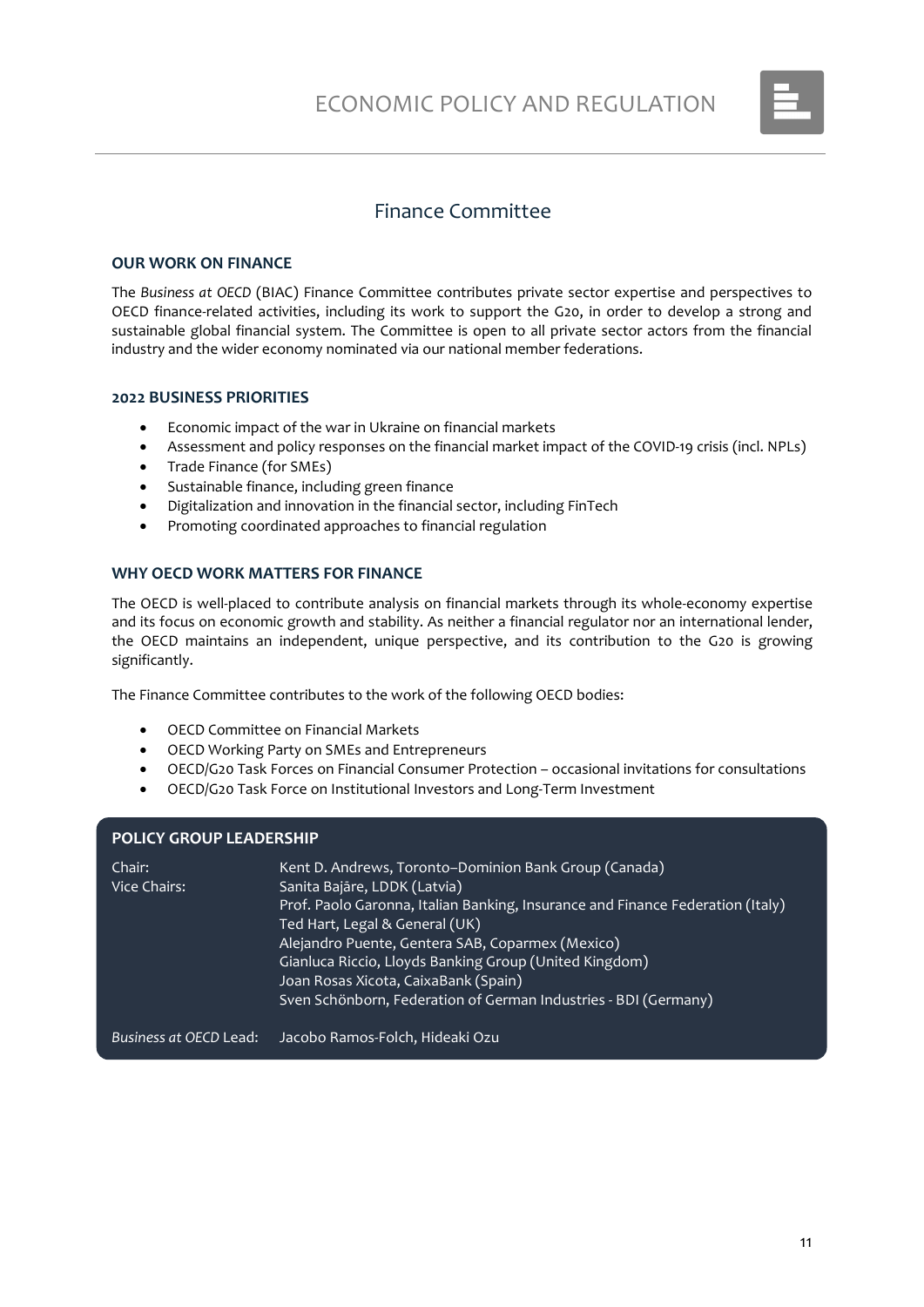# Finance Committee

### OUR WORK ON FINANCE

The *Business at OECD* (BIAC) Finance Committee contributes private sector expertise and perspectives to OECD finance-related activities, including its work to support the G20, in order to develop a strong and sustainable global financial system. The Committee is open to all private sector actors from the financial industry and the wider economy nominated via our national member federations.

### 2022 BUSINESS PRIORITIES

- Economic impact of the war in Ukraine on financial markets
- Assessment and policy responses on the financial market impact of the COVID-19 crisis (incl. NPLs)
- Trade Finance (for SMEs)
- Sustainable finance, including green finance
- Digitalization and innovation in the financial sector, including FinTech
- Promoting coordinated approaches to financial regulation

### WHY OECD WORK MATTERS FOR FINANCE

The OECD is well-placed to contribute analysis on financial markets through its whole-economy expertise and its focus on economic growth and stability. As neither a financial regulator nor an international lender, the OECD maintains an independent, unique perspective, and its contribution to the G20 is growing significantly.

The Finance Committee contributes to the work of the following OECD bodies:

- OECD Committee on Financial Markets
- OECD Working Party on SMEs and Entrepreneurs
- OECD/G20 Task Forces on Financial Consumer Protection – occasional invitations for consultations
- OECD/G20 Task Force on Institutional Investors and Long-Term Investment

### POLICY GROUP LEADERSHIP

| | |
|---|---|
| Chair: | Kent D. Andrews, Toronto–Dominion Bank Group (Canada) |
| Vice Chairs: | Sanita Bajāre, LDDK (Latvia) |
| | Prof. Paolo Garonna, Italian Banking, Insurance and Finance Federation (Italy) |
| | Ted Hart, Legal & General (UK) |
| | Alejandro Puente, Gentera SAB, Coparmex (Mexico) |
| | Gianluca Riccio, Lloyds Banking Group (United Kingdom) |
| | Joan Rosas Xicota, CaixaBank (Spain) |
| | Sven Schönborn, Federation of German Industries - BDI (Germany) |
| *Business at OECD* Lead: | Jacobo Ramos-Folch, Hideaki Ozu |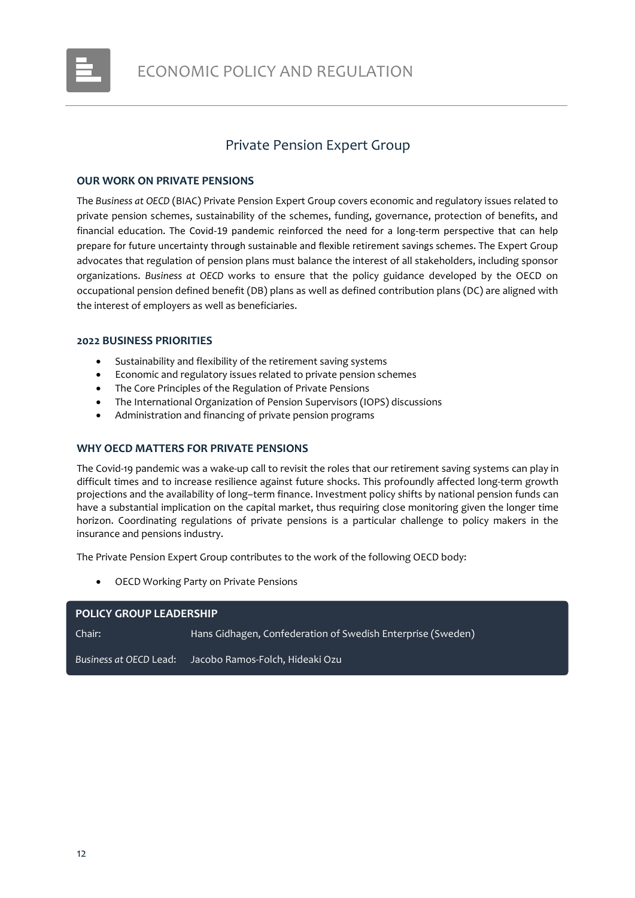# ECONOMIC POLICY AND REGULATION

## Private Pension Expert Group

### OUR WORK ON PRIVATE PENSIONS

The *Business at OECD* (BIAC) Private Pension Expert Group covers economic and regulatory issues related to private pension schemes, sustainability of the schemes, funding, governance, protection of benefits, and financial education. The Covid-19 pandemic reinforced the need for a long-term perspective that can help prepare for future uncertainty through sustainable and flexible retirement savings schemes. The Expert Group advocates that regulation of pension plans must balance the interest of all stakeholders, including sponsor organizations. *Business at OECD* works to ensure that the policy guidance developed by the OECD on occupational pension defined benefit (DB) plans as well as defined contribution plans (DC) are aligned with the interest of employers as well as beneficiaries.

### 2022 BUSINESS PRIORITIES

- Sustainability and flexibility of the retirement saving systems
- Economic and regulatory issues related to private pension schemes
- The Core Principles of the Regulation of Private Pensions
- The International Organization of Pension Supervisors (IOPS) discussions
- Administration and financing of private pension programs

### WHY OECD MATTERS FOR PRIVATE PENSIONS

The Covid-19 pandemic was a wake-up call to revisit the roles that our retirement saving systems can play in difficult times and to increase resilience against future shocks. This profoundly affected long-term growth projections and the availability of long–term finance. Investment policy shifts by national pension funds can have a substantial implication on the capital market, thus requiring close monitoring given the longer time horizon. Coordinating regulations of private pensions is a particular challenge to policy makers in the insurance and pensions industry.

The Private Pension Expert Group contributes to the work of the following OECD body:

- OECD Working Party on Private Pensions

| POLICY GROUP LEADERSHIP | |
|---|---|
| Chair: | Hans Gidhagen, Confederation of Swedish Enterprise (Sweden) |
| *Business at OECD* Lead: | Jacobo Ramos-Folch, Hideaki Ozu |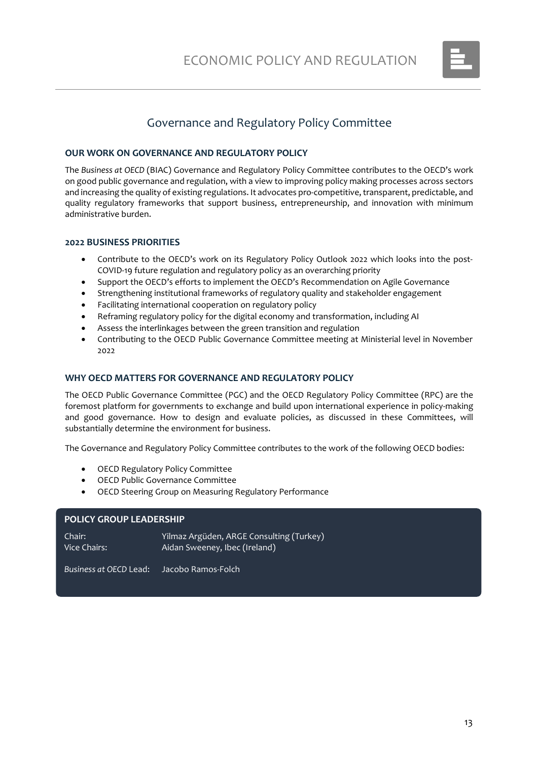# ECONOMIC POLICY AND REGULATION

## Governance and Regulatory Policy Committee

### OUR WORK ON GOVERNANCE AND REGULATORY POLICY

The *Business at OECD* (BIAC) Governance and Regulatory Policy Committee contributes to the OECD's work on good public governance and regulation, with a view to improving policy making processes across sectors and increasing the quality of existing regulations. It advocates pro-competitive, transparent, predictable, and quality regulatory frameworks that support business, entrepreneurship, and innovation with minimum administrative burden.

### 2022 BUSINESS PRIORITIES

- Contribute to the OECD's work on its Regulatory Policy Outlook 2022 which looks into the post-COVID-19 future regulation and regulatory policy as an overarching priority
- Support the OECD's efforts to implement the OECD's Recommendation on Agile Governance
- Strengthening institutional frameworks of regulatory quality and stakeholder engagement
- Facilitating international cooperation on regulatory policy
- Reframing regulatory policy for the digital economy and transformation, including AI
- Assess the interlinkages between the green transition and regulation
- Contributing to the OECD Public Governance Committee meeting at Ministerial level in November 2022

### WHY OECD MATTERS FOR GOVERNANCE AND REGULATORY POLICY

The OECD Public Governance Committee (PGC) and the OECD Regulatory Policy Committee (RPC) are the foremost platform for governments to exchange and build upon international experience in policy-making and good governance. How to design and evaluate policies, as discussed in these Committees, will substantially determine the environment for business.

The Governance and Regulatory Policy Committee contributes to the work of the following OECD bodies:

- OECD Regulatory Policy Committee
- OECD Public Governance Committee
- OECD Steering Group on Measuring Regulatory Performance

### POLICY GROUP LEADERSHIP

| | |
|---|---|
| Chair: | Yilmaz Argüden, ARGE Consulting (Turkey) |
| Vice Chairs: | Aidan Sweeney, Ibec (Ireland) |
| *Business at OECD* Lead: | Jacobo Ramos-Folch |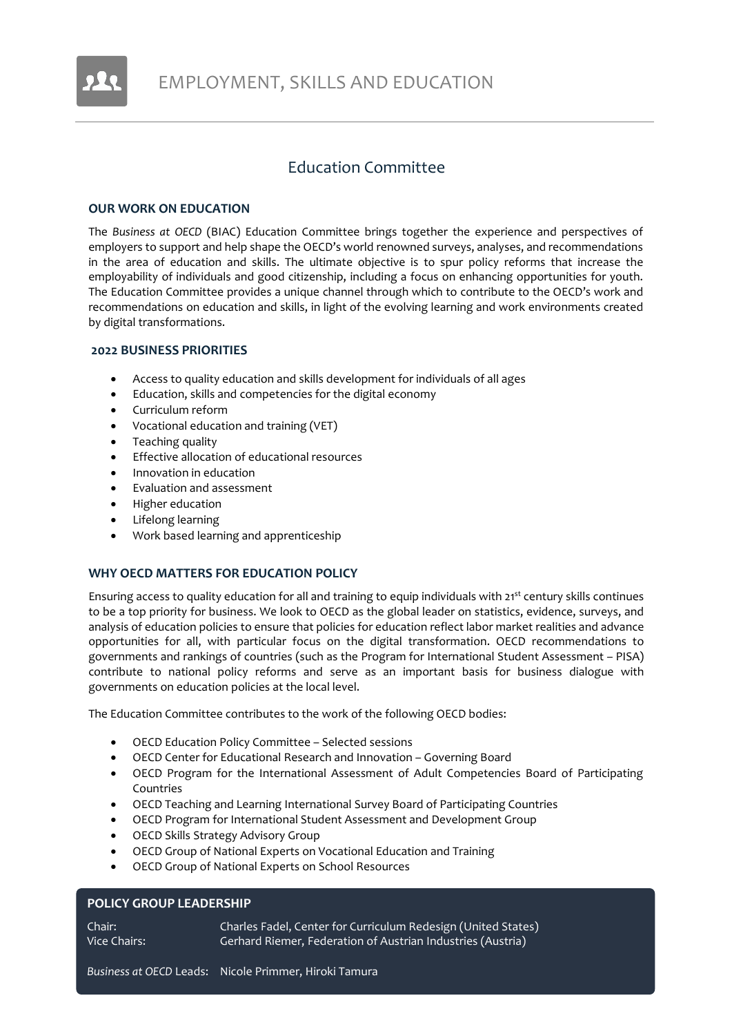# EMPLOYMENT, SKILLS AND EDUCATION

## Education Committee

### OUR WORK ON EDUCATION

The *Business at OECD* (BIAC) Education Committee brings together the experience and perspectives of employers to support and help shape the OECD's world renowned surveys, analyses, and recommendations in the area of education and skills. The ultimate objective is to spur policy reforms that increase the employability of individuals and good citizenship, including a focus on enhancing opportunities for youth. The Education Committee provides a unique channel through which to contribute to the OECD's work and recommendations on education and skills, in light of the evolving learning and work environments created by digital transformations.

### 2022 BUSINESS PRIORITIES

- Access to quality education and skills development for individuals of all ages
- Education, skills and competencies for the digital economy
- Curriculum reform
- Vocational education and training (VET)
- Teaching quality
- Effective allocation of educational resources
- Innovation in education
- Evaluation and assessment
- Higher education
- Lifelong learning
- Work based learning and apprenticeship

### WHY OECD MATTERS FOR EDUCATION POLICY

Ensuring access to quality education for all and training to equip individuals with 21st century skills continues to be a top priority for business. We look to OECD as the global leader on statistics, evidence, surveys, and analysis of education policies to ensure that policies for education reflect labor market realities and advance opportunities for all, with particular focus on the digital transformation. OECD recommendations to governments and rankings of countries (such as the Program for International Student Assessment – PISA) contribute to national policy reforms and serve as an important basis for business dialogue with governments on education policies at the local level.

The Education Committee contributes to the work of the following OECD bodies:

- OECD Education Policy Committee – Selected sessions
- OECD Center for Educational Research and Innovation – Governing Board
- OECD Program for the International Assessment of Adult Competencies Board of Participating Countries
- OECD Teaching and Learning International Survey Board of Participating Countries
- OECD Program for International Student Assessment and Development Group
- OECD Skills Strategy Advisory Group
- OECD Group of National Experts on Vocational Education and Training
- OECD Group of National Experts on School Resources

### POLICY GROUP LEADERSHIP

Chair: Charles Fadel, Center for Curriculum Redesign (United States)
Vice Chairs: Gerhard Riemer, Federation of Austrian Industries (Austria)

*Business at OECD* Leads: Nicole Primmer, Hiroki Tamura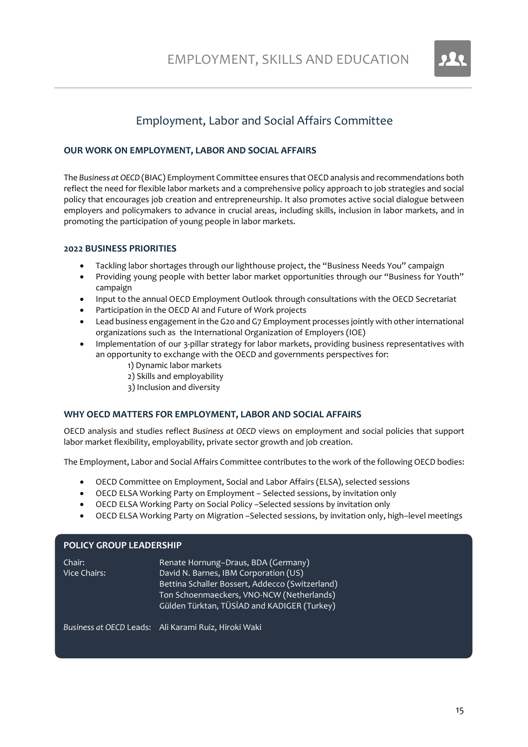# EMPLOYMENT, SKILLS AND EDUCATION

## Employment, Labor and Social Affairs Committee

### OUR WORK ON EMPLOYMENT, LABOR AND SOCIAL AFFAIRS

The *Business at OECD* (BIAC) Employment Committee ensures that OECD analysis and recommendations both reflect the need for flexible labor markets and a comprehensive policy approach to job strategies and social policy that encourages job creation and entrepreneurship. It also promotes active social dialogue between employers and policymakers to advance in crucial areas, including skills, inclusion in labor markets, and in promoting the participation of young people in labor markets.

### 2022 BUSINESS PRIORITIES

- Tackling labor shortages through our lighthouse project, the "Business Needs You" campaign
- Providing young people with better labor market opportunities through our "Business for Youth" campaign
- Input to the annual OECD Employment Outlook through consultations with the OECD Secretariat
- Participation in the OECD AI and Future of Work projects
- Lead business engagement in the G20 and G7 Employment processes jointly with other international organizations such as the International Organization of Employers (IOE)
- Implementation of our 3-pillar strategy for labor markets, providing business representatives with an opportunity to exchange with the OECD and governments perspectives for:
  1) Dynamic labor markets
  2) Skills and employability
  3) Inclusion and diversity

### WHY OECD MATTERS FOR EMPLOYMENT, LABOR AND SOCIAL AFFAIRS

OECD analysis and studies reflect *Business at OECD* views on employment and social policies that support labor market flexibility, employability, private sector growth and job creation.

The Employment, Labor and Social Affairs Committee contributes to the work of the following OECD bodies:

- OECD Committee on Employment, Social and Labor Affairs (ELSA), selected sessions
- OECD ELSA Working Party on Employment – Selected sessions, by invitation only
- OECD ELSA Working Party on Social Policy –Selected sessions by invitation only
- OECD ELSA Working Party on Migration –Selected sessions, by invitation only, high–level meetings

### POLICY GROUP LEADERSHIP

Chair: Renate Hornung–Draus, BDA (Germany)

Vice Chairs: David N. Barnes, IBM Corporation (US)
Bettina Schaller Bossert, Addecco (Switzerland)
Ton Schoenmaeckers, VNO-NCW (Netherlands)
Gülden Türktan, TÜSİAD and KADIGER (Turkey)

*Business at OECD* Leads: Ali Karami Ruiz, Hiroki Waki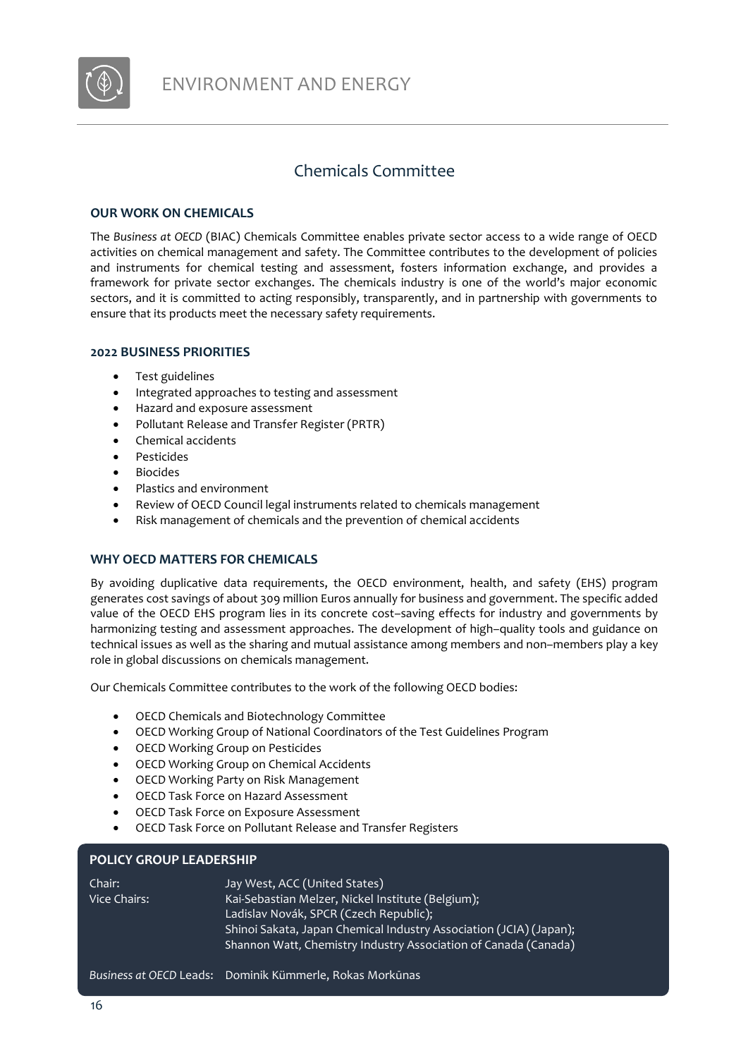ENVIRONMENT AND ENERGY

# Chemicals Committee

## OUR WORK ON CHEMICALS

The *Business at OECD* (BIAC) Chemicals Committee enables private sector access to a wide range of OECD activities on chemical management and safety. The Committee contributes to the development of policies and instruments for chemical testing and assessment, fosters information exchange, and provides a framework for private sector exchanges. The chemicals industry is one of the world's major economic sectors, and it is committed to acting responsibly, transparently, and in partnership with governments to ensure that its products meet the necessary safety requirements.

## 2022 BUSINESS PRIORITIES

- Test guidelines
- Integrated approaches to testing and assessment
- Hazard and exposure assessment
- Pollutant Release and Transfer Register (PRTR)
- Chemical accidents
- Pesticides
- Biocides
- Plastics and environment
- Review of OECD Council legal instruments related to chemicals management
- Risk management of chemicals and the prevention of chemical accidents

## WHY OECD MATTERS FOR CHEMICALS

By avoiding duplicative data requirements, the OECD environment, health, and safety (EHS) program generates cost savings of about 309 million Euros annually for business and government. The specific added value of the OECD EHS program lies in its concrete cost–saving effects for industry and governments by harmonizing testing and assessment approaches. The development of high–quality tools and guidance on technical issues as well as the sharing and mutual assistance among members and non–members play a key role in global discussions on chemicals management.

Our Chemicals Committee contributes to the work of the following OECD bodies:

- OECD Chemicals and Biotechnology Committee
- OECD Working Group of National Coordinators of the Test Guidelines Program
- OECD Working Group on Pesticides
- OECD Working Group on Chemical Accidents
- OECD Working Party on Risk Management
- OECD Task Force on Hazard Assessment
- OECD Task Force on Exposure Assessment
- OECD Task Force on Pollutant Release and Transfer Registers

## POLICY GROUP LEADERSHIP

Chair: Jay West, ACC (United States)

Vice Chairs: Kai-Sebastian Melzer, Nickel Institute (Belgium); Ladislav Novák, SPCR (Czech Republic); Shinoi Sakata, Japan Chemical Industry Association (JCIA) (Japan); Shannon Watt, Chemistry Industry Association of Canada (Canada)

*Business at OECD* Leads: Dominik Kümmerle, Rokas Morkūnas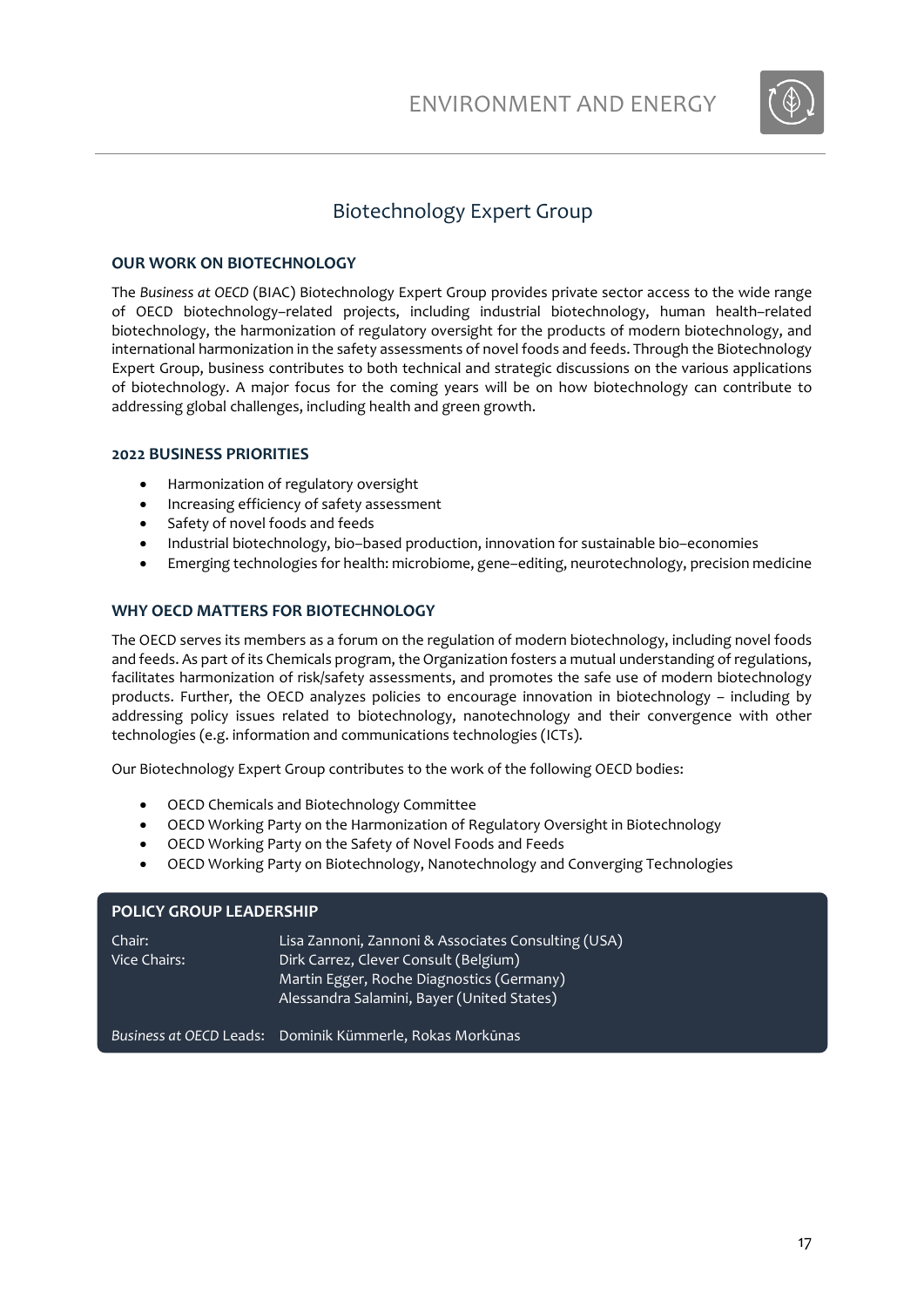# Biotechnology Expert Group

## OUR WORK ON BIOTECHNOLOGY

The *Business at OECD* (BIAC) Biotechnology Expert Group provides private sector access to the wide range of OECD biotechnology–related projects, including industrial biotechnology, human health–related biotechnology, the harmonization of regulatory oversight for the products of modern biotechnology, and international harmonization in the safety assessments of novel foods and feeds. Through the Biotechnology Expert Group, business contributes to both technical and strategic discussions on the various applications of biotechnology. A major focus for the coming years will be on how biotechnology can contribute to addressing global challenges, including health and green growth.

## 2022 BUSINESS PRIORITIES

- Harmonization of regulatory oversight
- Increasing efficiency of safety assessment
- Safety of novel foods and feeds
- Industrial biotechnology, bio–based production, innovation for sustainable bio–economies
- Emerging technologies for health: microbiome, gene–editing, neurotechnology, precision medicine

## WHY OECD MATTERS FOR BIOTECHNOLOGY

The OECD serves its members as a forum on the regulation of modern biotechnology, including novel foods and feeds. As part of its Chemicals program, the Organization fosters a mutual understanding of regulations, facilitates harmonization of risk/safety assessments, and promotes the safe use of modern biotechnology products. Further, the OECD analyzes policies to encourage innovation in biotechnology – including by addressing policy issues related to biotechnology, nanotechnology and their convergence with other technologies (e.g. information and communications technologies (ICTs).

Our Biotechnology Expert Group contributes to the work of the following OECD bodies:

- OECD Chemicals and Biotechnology Committee
- OECD Working Party on the Harmonization of Regulatory Oversight in Biotechnology
- OECD Working Party on the Safety of Novel Foods and Feeds
- OECD Working Party on Biotechnology, Nanotechnology and Converging Technologies

## POLICY GROUP LEADERSHIP

| | |
|---|---|
| Chair: | Lisa Zannoni, Zannoni & Associates Consulting (USA) |
| Vice Chairs: | Dirk Carrez, Clever Consult (Belgium) |
| | Martin Egger, Roche Diagnostics (Germany) |
| | Alessandra Salamini, Bayer (United States) |
| *Business at OECD* Leads: | Dominik Kümmerle, Rokas Morkūnas |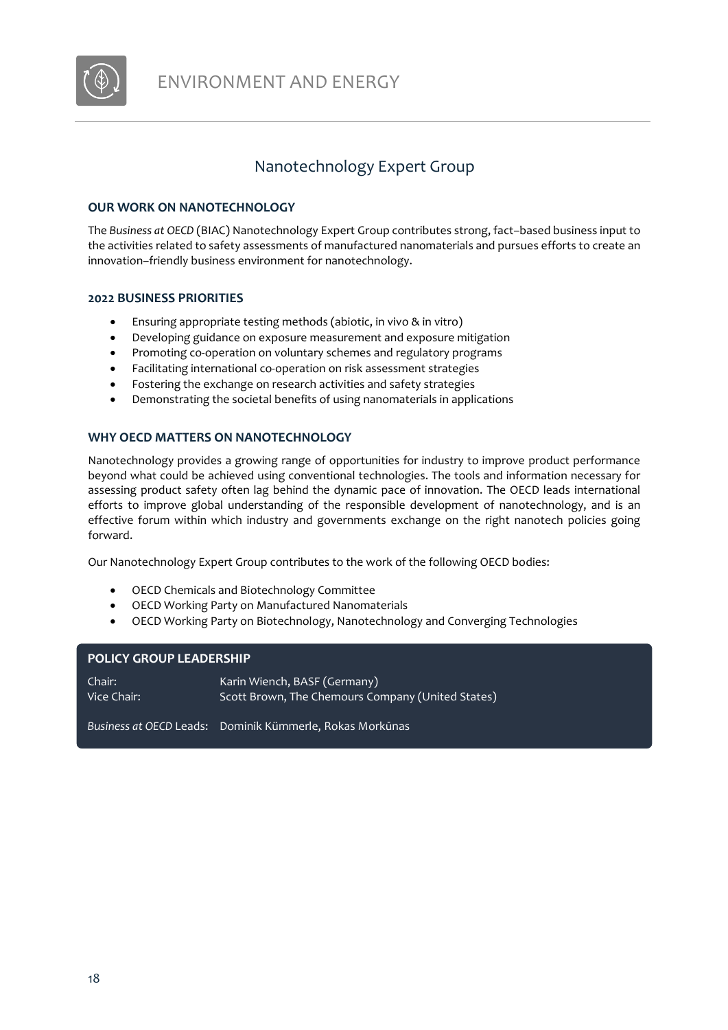# ENVIRONMENT AND ENERGY

## Nanotechnology Expert Group

### OUR WORK ON NANOTECHNOLOGY

The *Business at OECD* (BIAC) Nanotechnology Expert Group contributes strong, fact–based business input to the activities related to safety assessments of manufactured nanomaterials and pursues efforts to create an innovation–friendly business environment for nanotechnology.

### 2022 BUSINESS PRIORITIES

- Ensuring appropriate testing methods (abiotic, in vivo & in vitro)
- Developing guidance on exposure measurement and exposure mitigation
- Promoting co-operation on voluntary schemes and regulatory programs
- Facilitating international co-operation on risk assessment strategies
- Fostering the exchange on research activities and safety strategies
- Demonstrating the societal benefits of using nanomaterials in applications

### WHY OECD MATTERS ON NANOTECHNOLOGY

Nanotechnology provides a growing range of opportunities for industry to improve product performance beyond what could be achieved using conventional technologies. The tools and information necessary for assessing product safety often lag behind the dynamic pace of innovation. The OECD leads international efforts to improve global understanding of the responsible development of nanotechnology, and is an effective forum within which industry and governments exchange on the right nanotech policies going forward.

Our Nanotechnology Expert Group contributes to the work of the following OECD bodies:

- OECD Chemicals and Biotechnology Committee
- OECD Working Party on Manufactured Nanomaterials
- OECD Working Party on Biotechnology, Nanotechnology and Converging Technologies

### POLICY GROUP LEADERSHIP

Chair: Karin Wiench, BASF (Germany)
Vice Chair: Scott Brown, The Chemours Company (United States)

*Business at OECD* Leads: Dominik Kümmerle, Rokas Morkūnas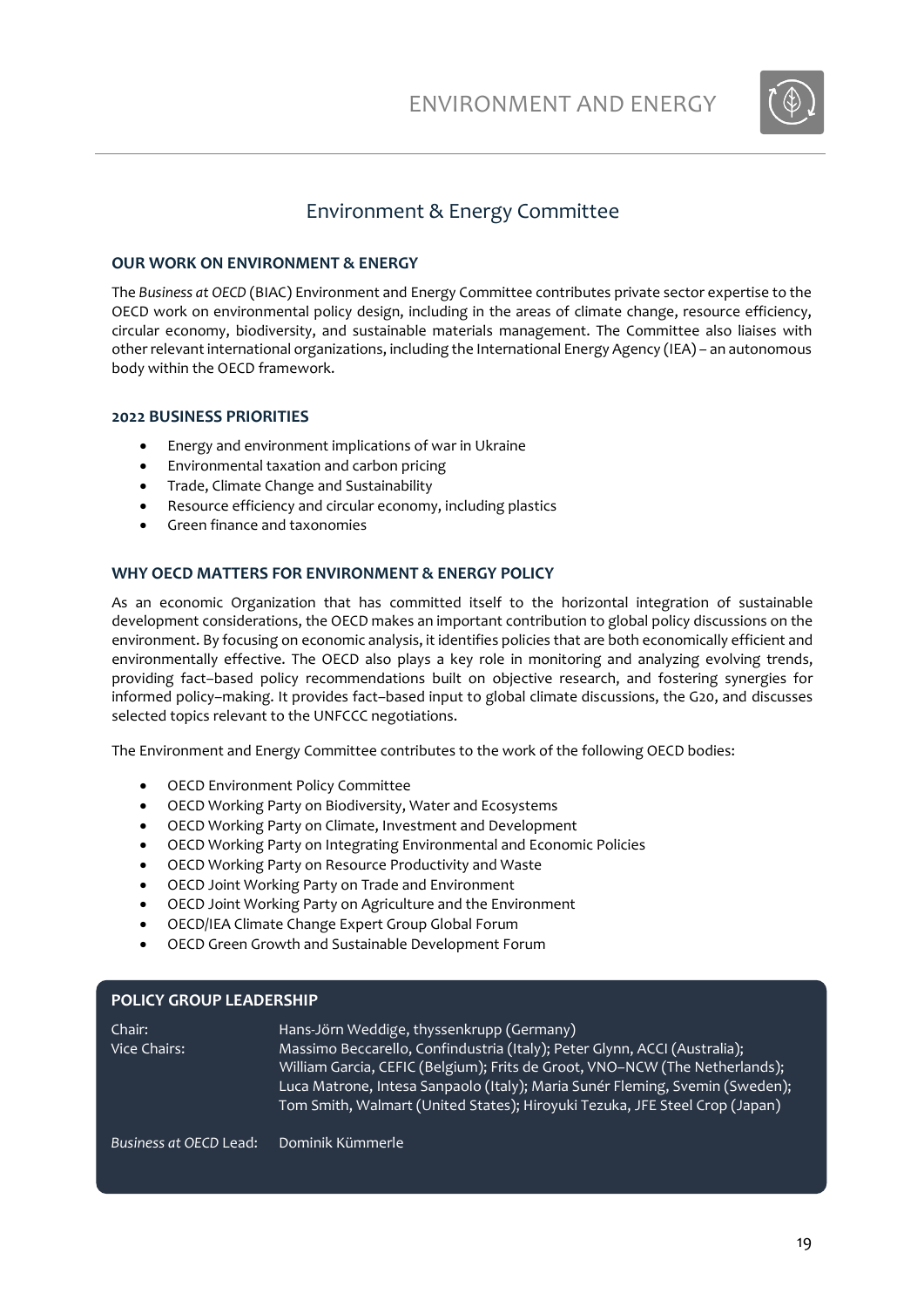# Environment & Energy Committee

### OUR WORK ON ENVIRONMENT & ENERGY

The *Business at OECD* (BIAC) Environment and Energy Committee contributes private sector expertise to the OECD work on environmental policy design, including in the areas of climate change, resource efficiency, circular economy, biodiversity, and sustainable materials management. The Committee also liaises with other relevant international organizations, including the International Energy Agency (IEA) – an autonomous body within the OECD framework.

### 2022 BUSINESS PRIORITIES

- Energy and environment implications of war in Ukraine
- Environmental taxation and carbon pricing
- Trade, Climate Change and Sustainability
- Resource efficiency and circular economy, including plastics
- Green finance and taxonomies

### WHY OECD MATTERS FOR ENVIRONMENT & ENERGY POLICY

As an economic Organization that has committed itself to the horizontal integration of sustainable development considerations, the OECD makes an important contribution to global policy discussions on the environment. By focusing on economic analysis, it identifies policies that are both economically efficient and environmentally effective. The OECD also plays a key role in monitoring and analyzing evolving trends, providing fact–based policy recommendations built on objective research, and fostering synergies for informed policy–making. It provides fact–based input to global climate discussions, the G20, and discusses selected topics relevant to the UNFCCC negotiations.

The Environment and Energy Committee contributes to the work of the following OECD bodies:

- OECD Environment Policy Committee
- OECD Working Party on Biodiversity, Water and Ecosystems
- OECD Working Party on Climate, Investment and Development
- OECD Working Party on Integrating Environmental and Economic Policies
- OECD Working Party on Resource Productivity and Waste
- OECD Joint Working Party on Trade and Environment
- OECD Joint Working Party on Agriculture and the Environment
- OECD/IEA Climate Change Expert Group Global Forum
- OECD Green Growth and Sustainable Development Forum

### POLICY GROUP LEADERSHIP

Chair: Hans-Jörn Weddige, thyssenkrupp (Germany)

Vice Chairs: Massimo Beccarello, Confindustria (Italy); Peter Glynn, ACCI (Australia); William Garcia, CEFIC (Belgium); Frits de Groot, VNO–NCW (The Netherlands); Luca Matrone, Intesa Sanpaolo (Italy); Maria Sunér Fleming, Svemin (Sweden); Tom Smith, Walmart (United States); Hiroyuki Tezuka, JFE Steel Crop (Japan)

*Business at OECD* Lead: Dominik Kümmerle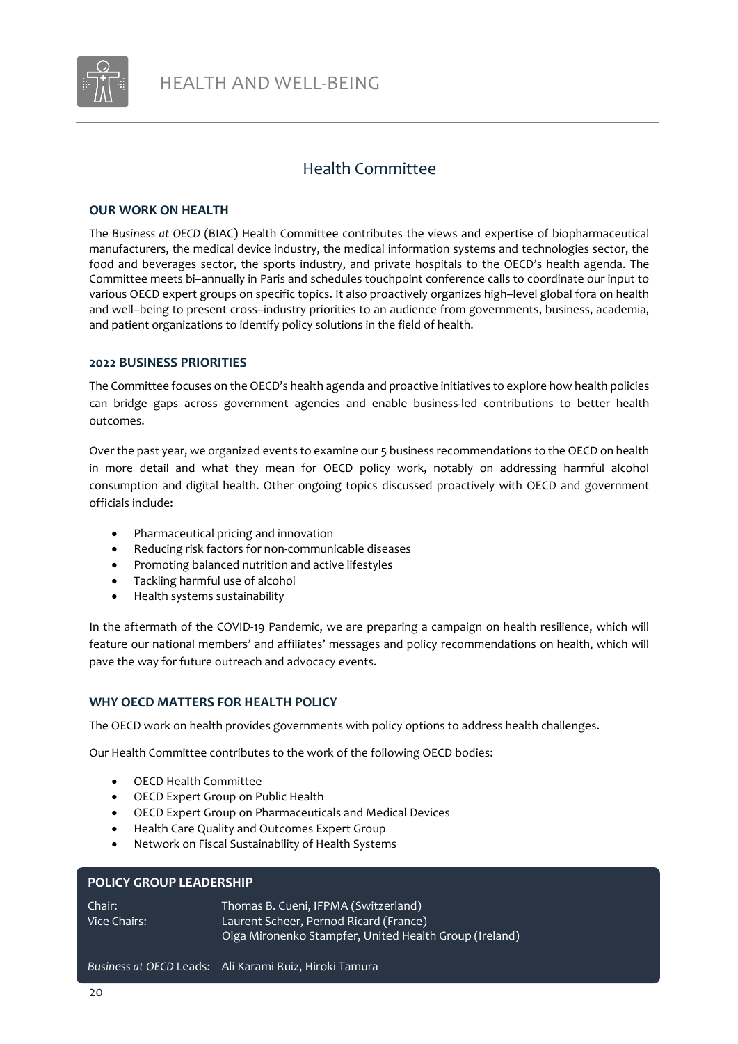HEALTH AND WELL-BEING

## Health Committee

### OUR WORK ON HEALTH

The *Business at OECD* (BIAC) Health Committee contributes the views and expertise of biopharmaceutical manufacturers, the medical device industry, the medical information systems and technologies sector, the food and beverages sector, the sports industry, and private hospitals to the OECD's health agenda. The Committee meets bi–annually in Paris and schedules touchpoint conference calls to coordinate our input to various OECD expert groups on specific topics. It also proactively organizes high–level global fora on health and well–being to present cross–industry priorities to an audience from governments, business, academia, and patient organizations to identify policy solutions in the field of health.

### 2022 BUSINESS PRIORITIES

The Committee focuses on the OECD's health agenda and proactive initiatives to explore how health policies can bridge gaps across government agencies and enable business-led contributions to better health outcomes.

Over the past year, we organized events to examine our 5 business recommendations to the OECD on health in more detail and what they mean for OECD policy work, notably on addressing harmful alcohol consumption and digital health. Other ongoing topics discussed proactively with OECD and government officials include:

- Pharmaceutical pricing and innovation
- Reducing risk factors for non-communicable diseases
- Promoting balanced nutrition and active lifestyles
- Tackling harmful use of alcohol
- Health systems sustainability

In the aftermath of the COVID-19 Pandemic, we are preparing a campaign on health resilience, which will feature our national members' and affiliates' messages and policy recommendations on health, which will pave the way for future outreach and advocacy events.

### WHY OECD MATTERS FOR HEALTH POLICY

The OECD work on health provides governments with policy options to address health challenges.

Our Health Committee contributes to the work of the following OECD bodies:

- OECD Health Committee
- OECD Expert Group on Public Health
- OECD Expert Group on Pharmaceuticals and Medical Devices
- Health Care Quality and Outcomes Expert Group
- Network on Fiscal Sustainability of Health Systems

### POLICY GROUP LEADERSHIP

Chair: Thomas B. Cueni, IFPMA (Switzerland)
Vice Chairs: Laurent Scheer, Pernod Ricard (France)
Olga Mironenko Stampfer, United Health Group (Ireland)

*Business at OECD* Leads: Ali Karami Ruiz, Hiroki Tamura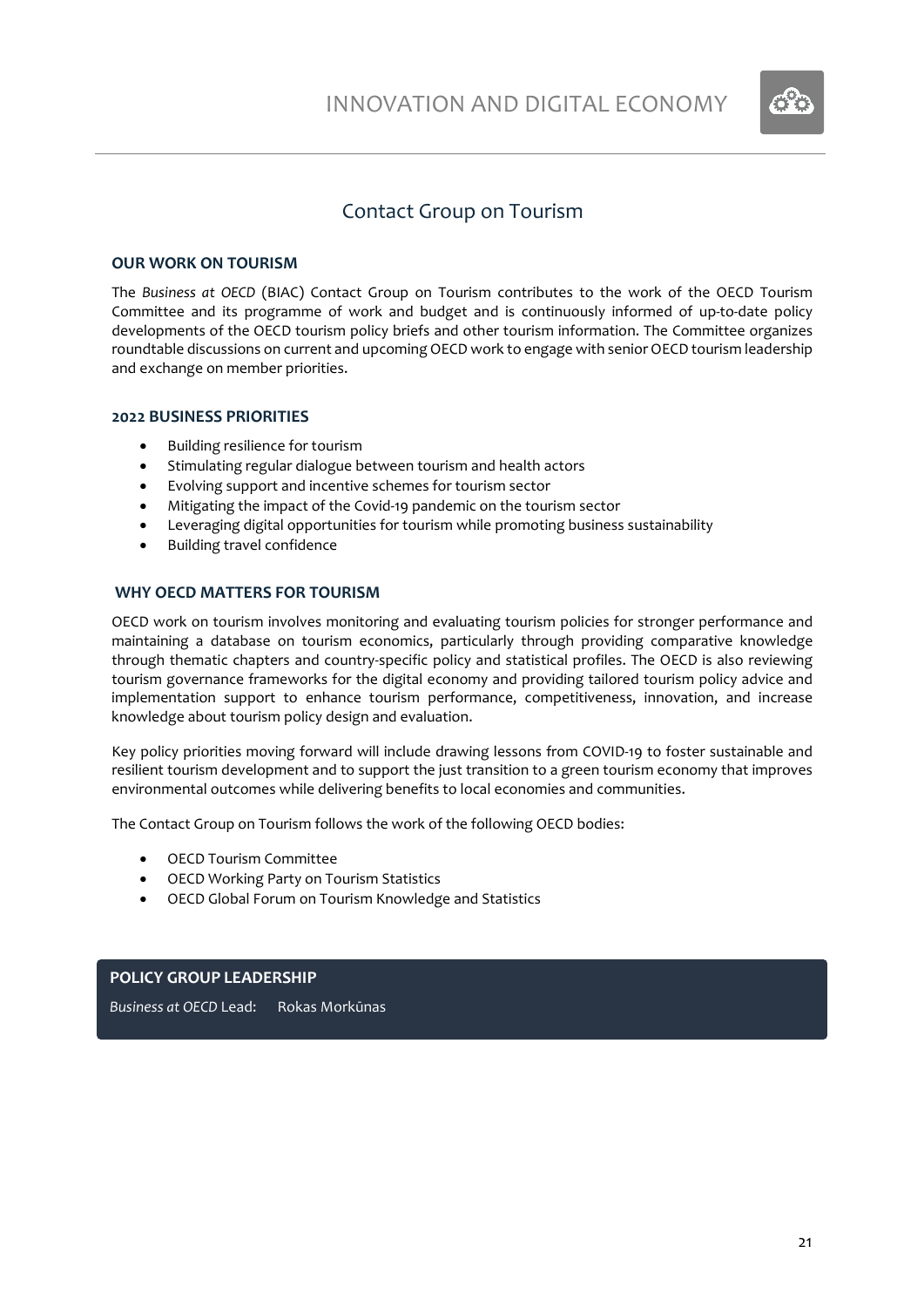# Contact Group on Tourism

## OUR WORK ON TOURISM

The *Business at OECD* (BIAC) Contact Group on Tourism contributes to the work of the OECD Tourism Committee and its programme of work and budget and is continuously informed of up-to-date policy developments of the OECD tourism policy briefs and other tourism information. The Committee organizes roundtable discussions on current and upcoming OECD work to engage with senior OECD tourism leadership and exchange on member priorities.

## 2022 BUSINESS PRIORITIES

- Building resilience for tourism
- Stimulating regular dialogue between tourism and health actors
- Evolving support and incentive schemes for tourism sector
- Mitigating the impact of the Covid-19 pandemic on the tourism sector
- Leveraging digital opportunities for tourism while promoting business sustainability
- Building travel confidence

## WHY OECD MATTERS FOR TOURISM

OECD work on tourism involves monitoring and evaluating tourism policies for stronger performance and maintaining a database on tourism economics, particularly through providing comparative knowledge through thematic chapters and country-specific policy and statistical profiles. The OECD is also reviewing tourism governance frameworks for the digital economy and providing tailored tourism policy advice and implementation support to enhance tourism performance, competitiveness, innovation, and increase knowledge about tourism policy design and evaluation.

Key policy priorities moving forward will include drawing lessons from COVID-19 to foster sustainable and resilient tourism development and to support the just transition to a green tourism economy that improves environmental outcomes while delivering benefits to local economies and communities.

The Contact Group on Tourism follows the work of the following OECD bodies:

- OECD Tourism Committee
- OECD Working Party on Tourism Statistics
- OECD Global Forum on Tourism Knowledge and Statistics

## POLICY GROUP LEADERSHIP

*Business at OECD* Lead: Rokas Morkūnas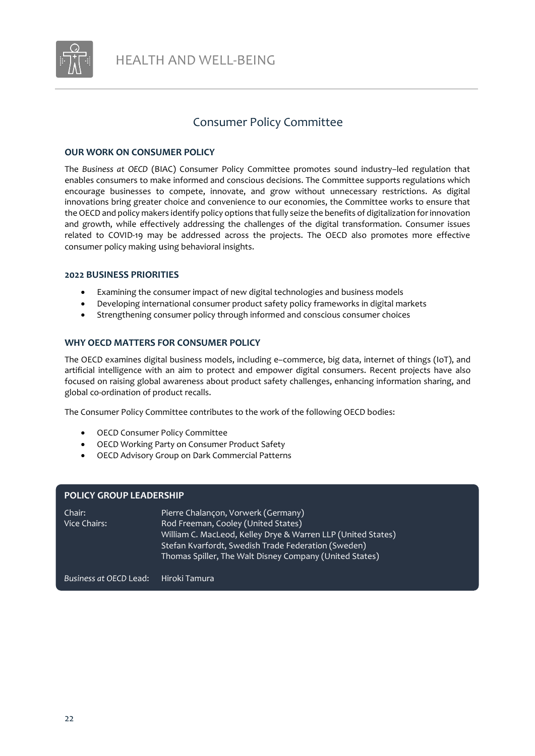# HEALTH AND WELL-BEING

## Consumer Policy Committee

### OUR WORK ON CONSUMER POLICY

The *Business at OECD* (BIAC) Consumer Policy Committee promotes sound industry–led regulation that enables consumers to make informed and conscious decisions. The Committee supports regulations which encourage businesses to compete, innovate, and grow without unnecessary restrictions. As digital innovations bring greater choice and convenience to our economies, the Committee works to ensure that the OECD and policy makers identify policy options that fully seize the benefits of digitalization for innovation and growth, while effectively addressing the challenges of the digital transformation. Consumer issues related to COVID-19 may be addressed across the projects. The OECD also promotes more effective consumer policy making using behavioral insights.

### 2022 BUSINESS PRIORITIES

- Examining the consumer impact of new digital technologies and business models
- Developing international consumer product safety policy frameworks in digital markets
- Strengthening consumer policy through informed and conscious consumer choices

### WHY OECD MATTERS FOR CONSUMER POLICY

The OECD examines digital business models, including e–commerce, big data, internet of things (IoT), and artificial intelligence with an aim to protect and empower digital consumers. Recent projects have also focused on raising global awareness about product safety challenges, enhancing information sharing, and global co-ordination of product recalls.

The Consumer Policy Committee contributes to the work of the following OECD bodies:

- OECD Consumer Policy Committee
- OECD Working Party on Consumer Product Safety
- OECD Advisory Group on Dark Commercial Patterns

### POLICY GROUP LEADERSHIP

| | |
|---|---|
| Chair: | Pierre Chalançon, Vorwerk (Germany) |
| Vice Chairs: | Rod Freeman, Cooley (United States) |
| | William C. MacLeod, Kelley Drye & Warren LLP (United States) |
| | Stefan Kvarfordt, Swedish Trade Federation (Sweden) |
| | Thomas Spiller, The Walt Disney Company (United States) |
| *Business at OECD* Lead: | Hiroki Tamura |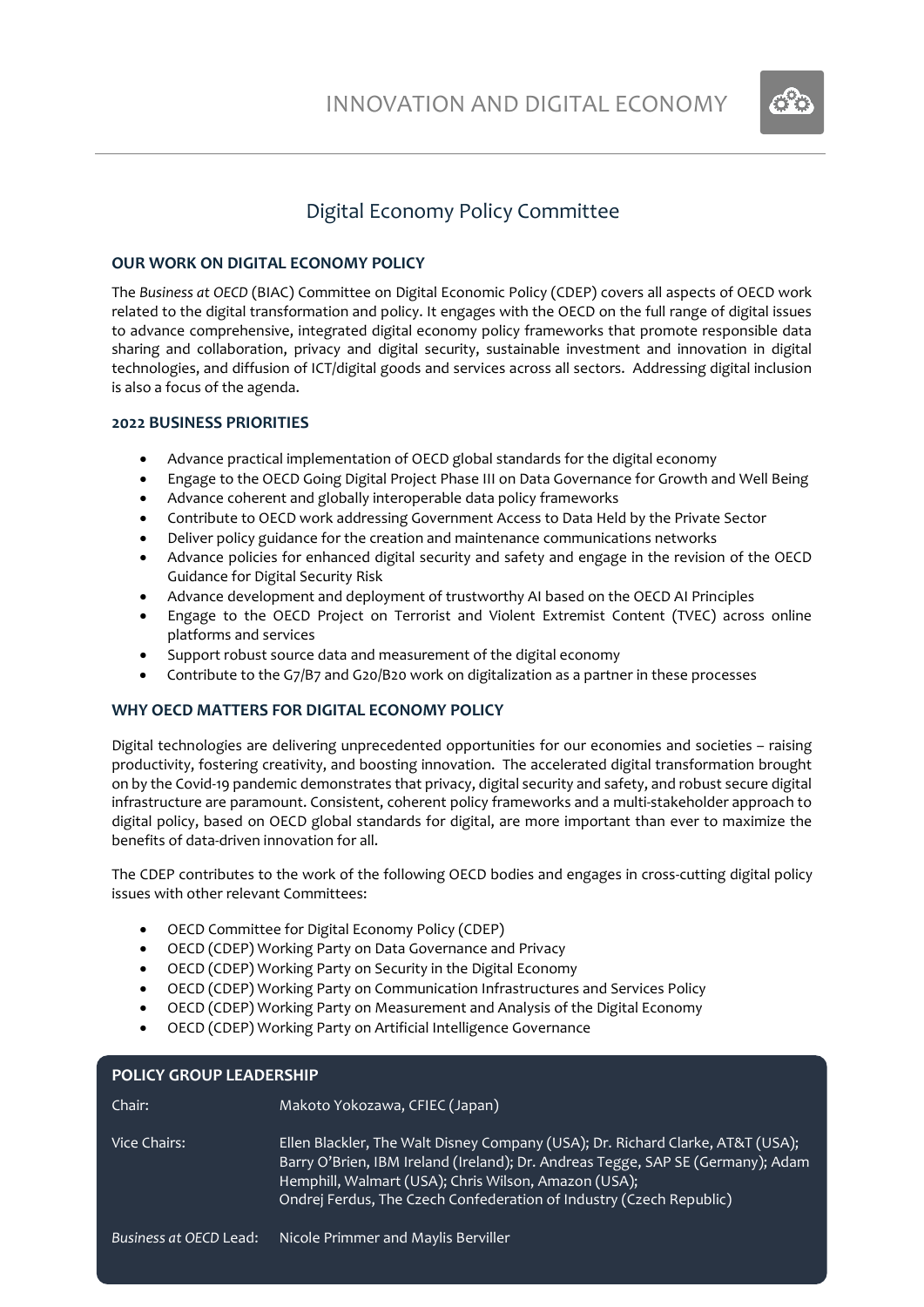# INNOVATION AND DIGITAL ECONOMY

## Digital Economy Policy Committee

### OUR WORK ON DIGITAL ECONOMY POLICY

The *Business at OECD* (BIAC) Committee on Digital Economic Policy (CDEP) covers all aspects of OECD work related to the digital transformation and policy. It engages with the OECD on the full range of digital issues to advance comprehensive, integrated digital economy policy frameworks that promote responsible data sharing and collaboration, privacy and digital security, sustainable investment and innovation in digital technologies, and diffusion of ICT/digital goods and services across all sectors. Addressing digital inclusion is also a focus of the agenda.

### 2022 BUSINESS PRIORITIES

- Advance practical implementation of OECD global standards for the digital economy
- Engage to the OECD Going Digital Project Phase III on Data Governance for Growth and Well Being
- Advance coherent and globally interoperable data policy frameworks
- Contribute to OECD work addressing Government Access to Data Held by the Private Sector
- Deliver policy guidance for the creation and maintenance communications networks
- Advance policies for enhanced digital security and safety and engage in the revision of the OECD Guidance for Digital Security Risk
- Advance development and deployment of trustworthy AI based on the OECD AI Principles
- Engage to the OECD Project on Terrorist and Violent Extremist Content (TVEC) across online platforms and services
- Support robust source data and measurement of the digital economy
- Contribute to the G7/B7 and G20/B20 work on digitalization as a partner in these processes

### WHY OECD MATTERS FOR DIGITAL ECONOMY POLICY

Digital technologies are delivering unprecedented opportunities for our economies and societies – raising productivity, fostering creativity, and boosting innovation. The accelerated digital transformation brought on by the Covid-19 pandemic demonstrates that privacy, digital security and safety, and robust secure digital infrastructure are paramount. Consistent, coherent policy frameworks and a multi-stakeholder approach to digital policy, based on OECD global standards for digital, are more important than ever to maximize the benefits of data-driven innovation for all.

The CDEP contributes to the work of the following OECD bodies and engages in cross-cutting digital policy issues with other relevant Committees:

- OECD Committee for Digital Economy Policy (CDEP)
- OECD (CDEP) Working Party on Data Governance and Privacy
- OECD (CDEP) Working Party on Security in the Digital Economy
- OECD (CDEP) Working Party on Communication Infrastructures and Services Policy
- OECD (CDEP) Working Party on Measurement and Analysis of the Digital Economy
- OECD (CDEP) Working Party on Artificial Intelligence Governance

### POLICY GROUP LEADERSHIP

| | |
|---|---|
| Chair: | Makoto Yokozawa, CFIEC (Japan) |
| Vice Chairs: | Ellen Blackler, The Walt Disney Company (USA); Dr. Richard Clarke, AT&T (USA); Barry O'Brien, IBM Ireland (Ireland); Dr. Andreas Tegge, SAP SE (Germany); Adam Hemphill, Walmart (USA); Chris Wilson, Amazon (USA); Ondrej Ferdus, The Czech Confederation of Industry (Czech Republic) |
| *Business at OECD* Lead: | Nicole Primmer and Maylis Berviller |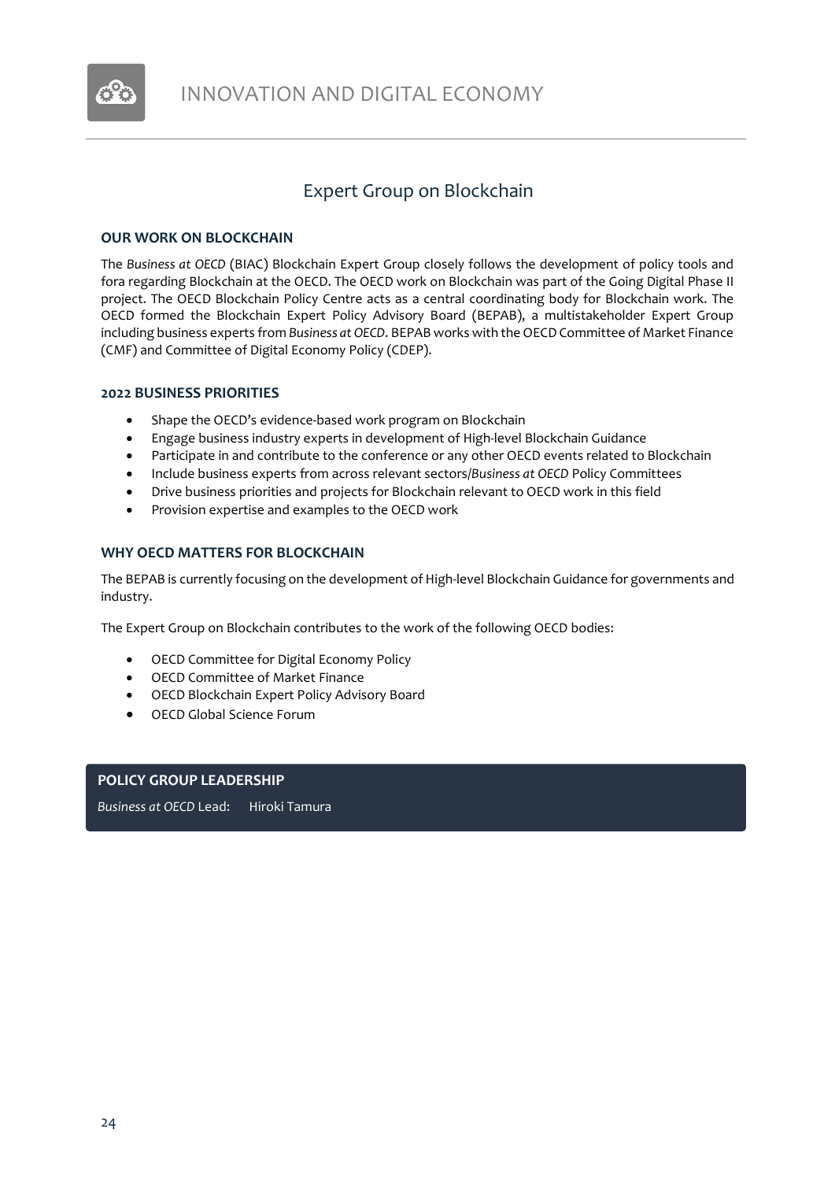# INNOVATION AND DIGITAL ECONOMY

## Expert Group on Blockchain

### OUR WORK ON BLOCKCHAIN

The *Business at OECD* (BIAC) Blockchain Expert Group closely follows the development of policy tools and fora regarding Blockchain at the OECD. The OECD work on Blockchain was part of the Going Digital Phase II project. The OECD Blockchain Policy Centre acts as a central coordinating body for Blockchain work. The OECD formed the Blockchain Expert Policy Advisory Board (BEPAB), a multistakeholder Expert Group including business experts from *Business at OECD*. BEPAB works with the OECD Committee of Market Finance (CMF) and Committee of Digital Economy Policy (CDEP).

### 2022 BUSINESS PRIORITIES

- Shape the OECD's evidence-based work program on Blockchain
- Engage business industry experts in development of High-level Blockchain Guidance
- Participate in and contribute to the conference or any other OECD events related to Blockchain
- Include business experts from across relevant sectors/*Business at OECD* Policy Committees
- Drive business priorities and projects for Blockchain relevant to OECD work in this field
- Provision expertise and examples to the OECD work

### WHY OECD MATTERS FOR BLOCKCHAIN

The BEPAB is currently focusing on the development of High-level Blockchain Guidance for governments and industry.

The Expert Group on Blockchain contributes to the work of the following OECD bodies:

- OECD Committee for Digital Economy Policy
- OECD Committee of Market Finance
- OECD Blockchain Expert Policy Advisory Board
- OECD Global Science Forum

### POLICY GROUP LEADERSHIP

*Business at OECD* Lead: Hiroki Tamura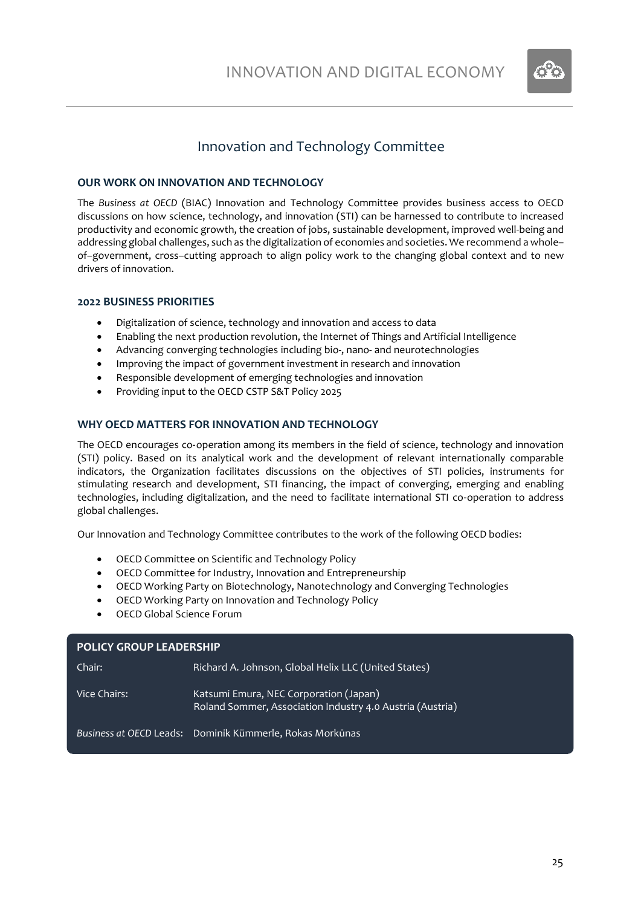# Innovation and Technology Committee

## OUR WORK ON INNOVATION AND TECHNOLOGY

The *Business at OECD* (BIAC) Innovation and Technology Committee provides business access to OECD discussions on how science, technology, and innovation (STI) can be harnessed to contribute to increased productivity and economic growth, the creation of jobs, sustainable development, improved well-being and addressing global challenges, such as the digitalization of economies and societies. We recommend a whole–of–government, cross–cutting approach to align policy work to the changing global context and to new drivers of innovation.

## 2022 BUSINESS PRIORITIES

- Digitalization of science, technology and innovation and access to data
- Enabling the next production revolution, the Internet of Things and Artificial Intelligence
- Advancing converging technologies including bio-, nano- and neurotechnologies
- Improving the impact of government investment in research and innovation
- Responsible development of emerging technologies and innovation
- Providing input to the OECD CSTP S&T Policy 2025

## WHY OECD MATTERS FOR INNOVATION AND TECHNOLOGY

The OECD encourages co-operation among its members in the field of science, technology and innovation (STI) policy. Based on its analytical work and the development of relevant internationally comparable indicators, the Organization facilitates discussions on the objectives of STI policies, instruments for stimulating research and development, STI financing, the impact of converging, emerging and enabling technologies, including digitalization, and the need to facilitate international STI co-operation to address global challenges.

Our Innovation and Technology Committee contributes to the work of the following OECD bodies:

- OECD Committee on Scientific and Technology Policy
- OECD Committee for Industry, Innovation and Entrepreneurship
- OECD Working Party on Biotechnology, Nanotechnology and Converging Technologies
- OECD Working Party on Innovation and Technology Policy
- OECD Global Science Forum

| POLICY GROUP LEADERSHIP | |
|---|---|
| Chair: | Richard A. Johnson, Global Helix LLC (United States) |
| Vice Chairs: | Katsumi Emura, NEC Corporation (Japan)<br>Roland Sommer, Association Industry 4.0 Austria (Austria) |
| *Business at OECD* Leads: | Dominik Kümmerle, Rokas Morkūnas |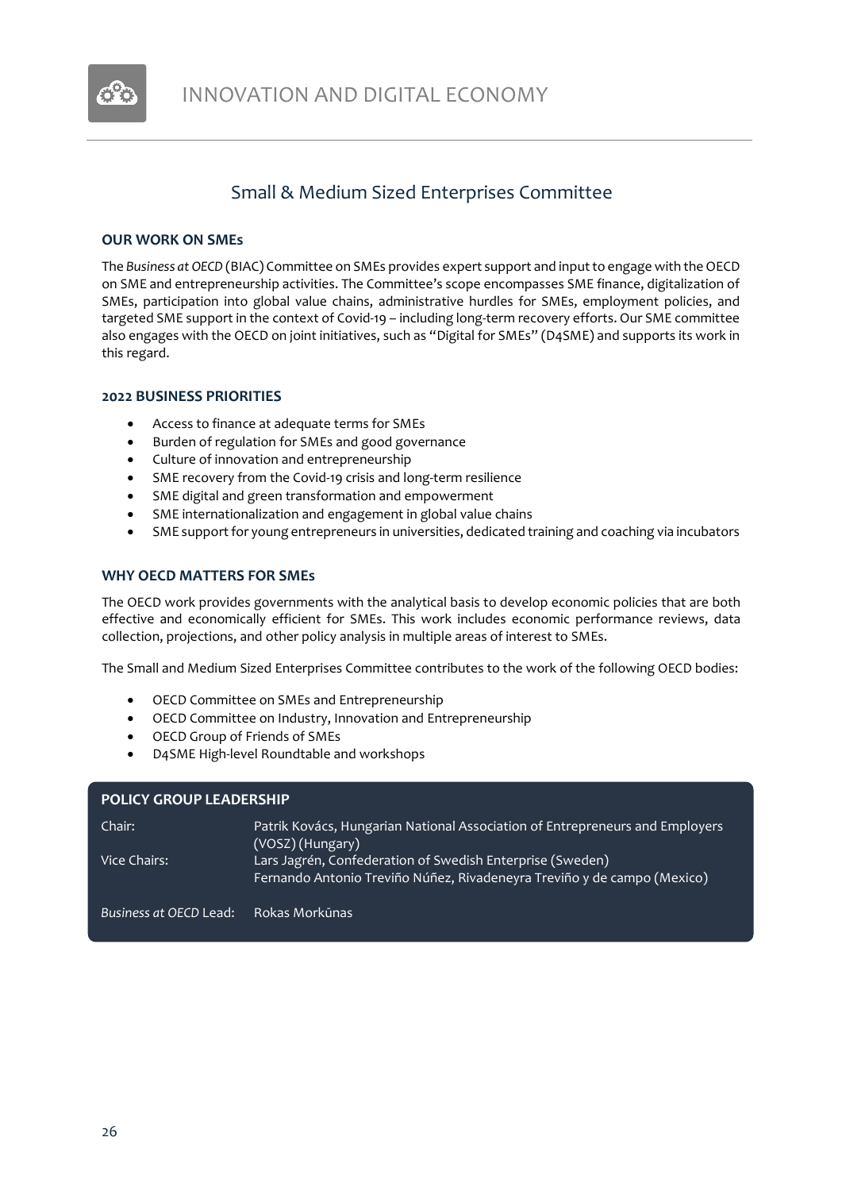# INNOVATION AND DIGITAL ECONOMY

## Small & Medium Sized Enterprises Committee

### OUR WORK ON SMEs

The *Business at OECD* (BIAC) Committee on SMEs provides expert support and input to engage with the OECD on SME and entrepreneurship activities. The Committee's scope encompasses SME finance, digitalization of SMEs, participation into global value chains, administrative hurdles for SMEs, employment policies, and targeted SME support in the context of Covid-19 – including long-term recovery efforts. Our SME committee also engages with the OECD on joint initiatives, such as "Digital for SMEs" (D4SME) and supports its work in this regard.

### 2022 BUSINESS PRIORITIES

- Access to finance at adequate terms for SMEs
- Burden of regulation for SMEs and good governance
- Culture of innovation and entrepreneurship
- SME recovery from the Covid-19 crisis and long-term resilience
- SME digital and green transformation and empowerment
- SME internationalization and engagement in global value chains
- SME support for young entrepreneurs in universities, dedicated training and coaching via incubators

### WHY OECD MATTERS FOR SMEs

The OECD work provides governments with the analytical basis to develop economic policies that are both effective and economically efficient for SMEs. This work includes economic performance reviews, data collection, projections, and other policy analysis in multiple areas of interest to SMEs.

The Small and Medium Sized Enterprises Committee contributes to the work of the following OECD bodies:

- OECD Committee on SMEs and Entrepreneurship
- OECD Committee on Industry, Innovation and Entrepreneurship
- OECD Group of Friends of SMEs
- D4SME High-level Roundtable and workshops

### POLICY GROUP LEADERSHIP

| | |
|---|---|
| Chair: | Patrik Kovács, Hungarian National Association of Entrepreneurs and Employers (VOSZ) (Hungary) |
| Vice Chairs: | Lars Jagrén, Confederation of Swedish Enterprise (Sweden)<br>Fernando Antonio Treviño Núñez, Rivadeneyra Treviño y de campo (Mexico) |
| *Business at OECD* Lead: | Rokas Morkūnas |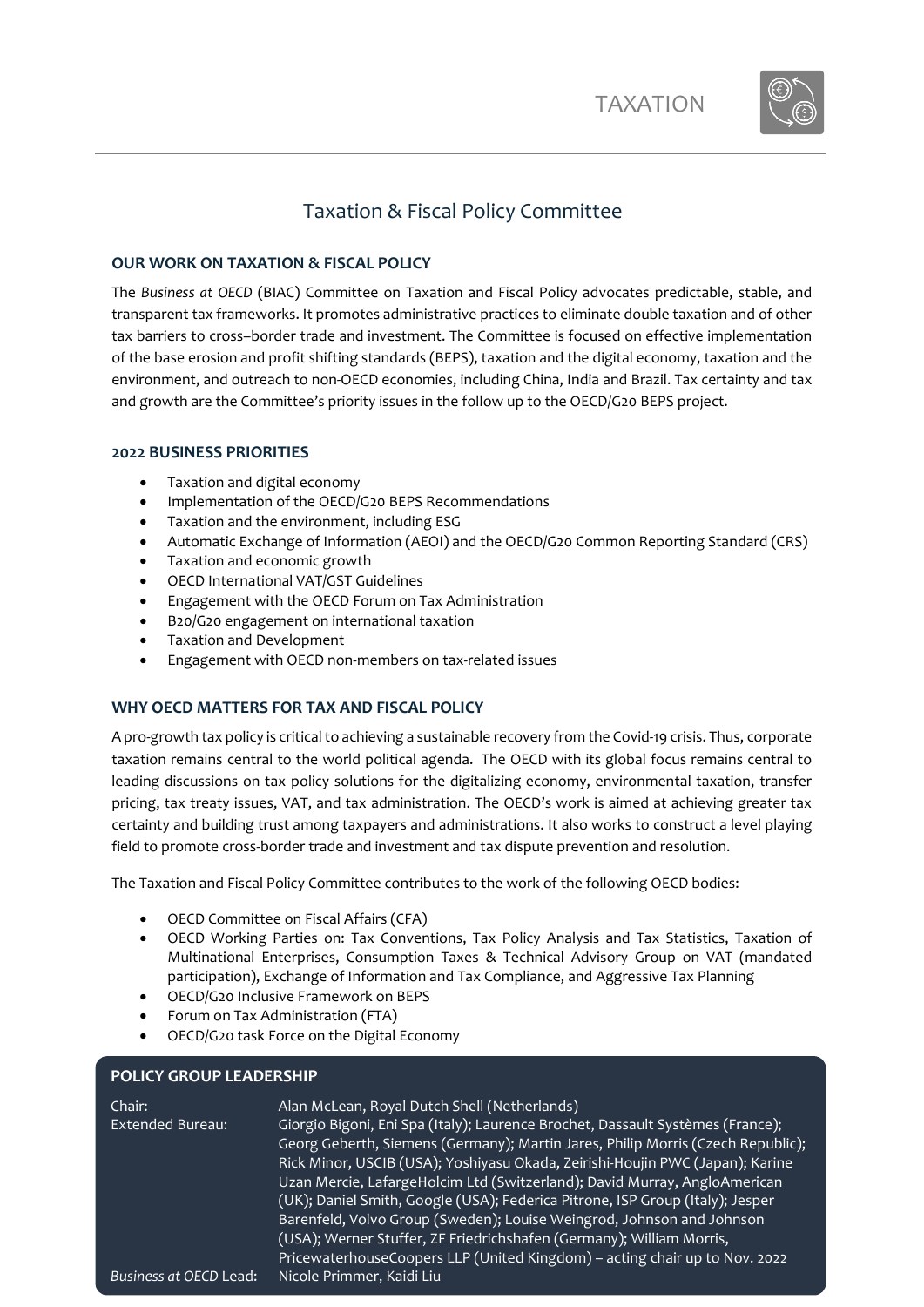TAXATION

# Taxation & Fiscal Policy Committee

## OUR WORK ON TAXATION & FISCAL POLICY

The *Business at OECD* (BIAC) Committee on Taxation and Fiscal Policy advocates predictable, stable, and transparent tax frameworks. It promotes administrative practices to eliminate double taxation and of other tax barriers to cross–border trade and investment. The Committee is focused on effective implementation of the base erosion and profit shifting standards (BEPS), taxation and the digital economy, taxation and the environment, and outreach to non-OECD economies, including China, India and Brazil. Tax certainty and tax and growth are the Committee's priority issues in the follow up to the OECD/G20 BEPS project.

## 2022 BUSINESS PRIORITIES

- Taxation and digital economy
- Implementation of the OECD/G20 BEPS Recommendations
- Taxation and the environment, including ESG
- Automatic Exchange of Information (AEOI) and the OECD/G20 Common Reporting Standard (CRS)
- Taxation and economic growth
- OECD International VAT/GST Guidelines
- Engagement with the OECD Forum on Tax Administration
- B20/G20 engagement on international taxation
- Taxation and Development
- Engagement with OECD non-members on tax-related issues

## WHY OECD MATTERS FOR TAX AND FISCAL POLICY

A pro-growth tax policy is critical to achieving a sustainable recovery from the Covid-19 crisis. Thus, corporate taxation remains central to the world political agenda. The OECD with its global focus remains central to leading discussions on tax policy solutions for the digitalizing economy, environmental taxation, transfer pricing, tax treaty issues, VAT, and tax administration. The OECD's work is aimed at achieving greater tax certainty and building trust among taxpayers and administrations. It also works to construct a level playing field to promote cross-border trade and investment and tax dispute prevention and resolution.

The Taxation and Fiscal Policy Committee contributes to the work of the following OECD bodies:

- OECD Committee on Fiscal Affairs (CFA)
- OECD Working Parties on: Tax Conventions, Tax Policy Analysis and Tax Statistics, Taxation of Multinational Enterprises, Consumption Taxes & Technical Advisory Group on VAT (mandated participation), Exchange of Information and Tax Compliance, and Aggressive Tax Planning
- OECD/G20 Inclusive Framework on BEPS
- Forum on Tax Administration (FTA)
- OECD/G20 task Force on the Digital Economy

## POLICY GROUP LEADERSHIP

Chair: Alan McLean, Royal Dutch Shell (Netherlands)

Extended Bureau: Giorgio Bigoni, Eni Spa (Italy); Laurence Brochet, Dassault Systèmes (France); Georg Geberth, Siemens (Germany); Martin Jares, Philip Morris (Czech Republic); Rick Minor, USCIB (USA); Yoshiyasu Okada, Zeirishi-Houjin PWC (Japan); Karine Uzan Mercie, LafargeHolcim Ltd (Switzerland); David Murray, AngloAmerican (UK); Daniel Smith, Google (USA); Federica Pitrone, ISP Group (Italy); Jesper Barenfeld, Volvo Group (Sweden); Louise Weingrod, Johnson and Johnson (USA); Werner Stuffer, ZF Friedrichshafen (Germany); William Morris, PricewaterhouseCoopers LLP (United Kingdom) – acting chair up to Nov. 2022

*Business at OECD* Lead: Nicole Primmer, Kaidi Liu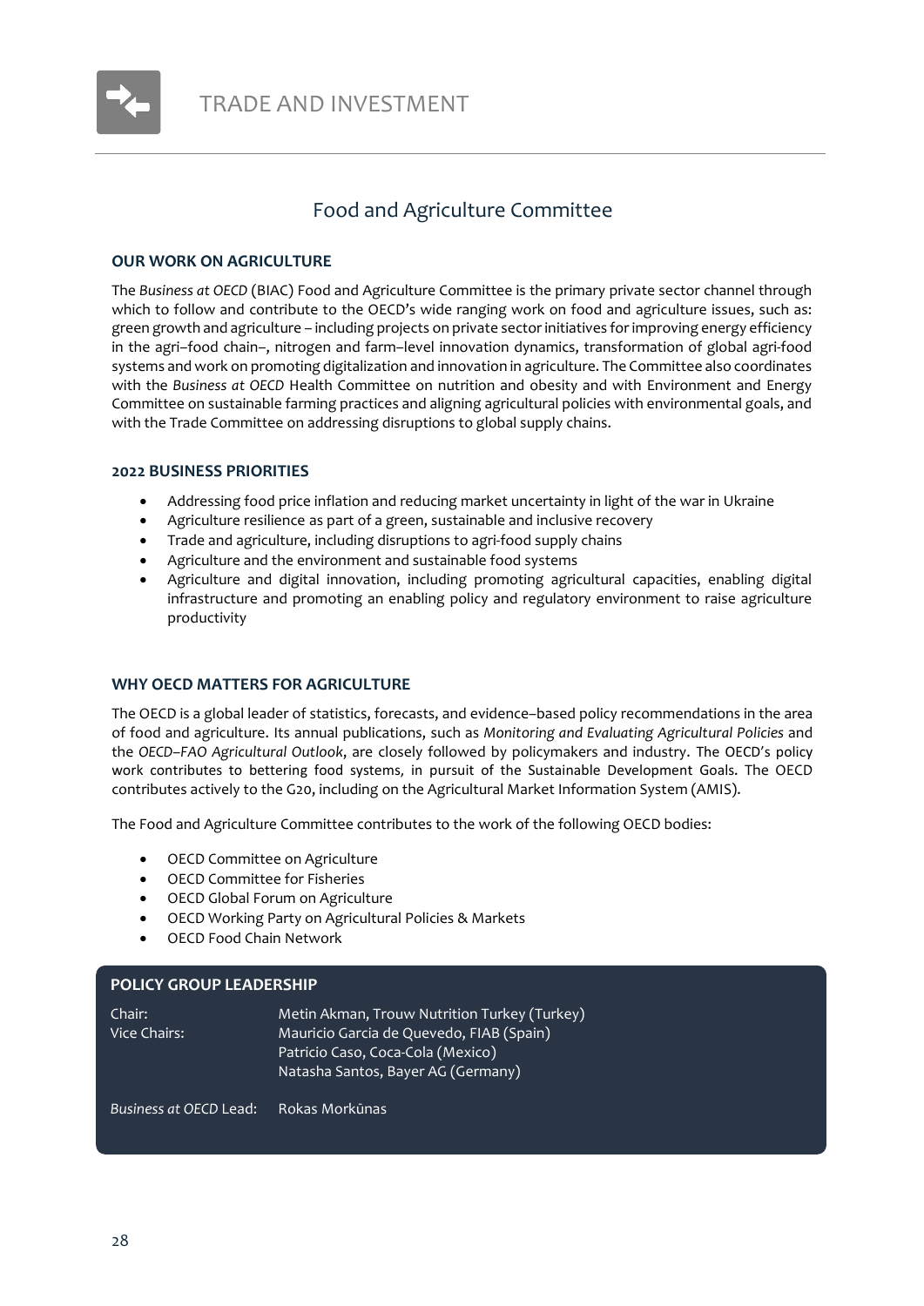# TRADE AND INVESTMENT

## Food and Agriculture Committee

### OUR WORK ON AGRICULTURE

The *Business at OECD* (BIAC) Food and Agriculture Committee is the primary private sector channel through which to follow and contribute to the OECD's wide ranging work on food and agriculture issues, such as: green growth and agriculture – including projects on private sector initiatives for improving energy efficiency in the agri–food chain–, nitrogen and farm–level innovation dynamics, transformation of global agri-food systems and work on promoting digitalization and innovation in agriculture. The Committee also coordinates with the *Business at OECD* Health Committee on nutrition and obesity and with Environment and Energy Committee on sustainable farming practices and aligning agricultural policies with environmental goals, and with the Trade Committee on addressing disruptions to global supply chains.

### 2022 BUSINESS PRIORITIES

- Addressing food price inflation and reducing market uncertainty in light of the war in Ukraine
- Agriculture resilience as part of a green, sustainable and inclusive recovery
- Trade and agriculture, including disruptions to agri-food supply chains
- Agriculture and the environment and sustainable food systems
- Agriculture and digital innovation, including promoting agricultural capacities, enabling digital infrastructure and promoting an enabling policy and regulatory environment to raise agriculture productivity

### WHY OECD MATTERS FOR AGRICULTURE

The OECD is a global leader of statistics, forecasts, and evidence–based policy recommendations in the area of food and agriculture. Its annual publications, such as *Monitoring and Evaluating Agricultural Policies* and the *OECD–FAO Agricultural Outlook*, are closely followed by policymakers and industry. The OECD's policy work contributes to bettering food systems, in pursuit of the Sustainable Development Goals. The OECD contributes actively to the G20, including on the Agricultural Market Information System (AMIS).

The Food and Agriculture Committee contributes to the work of the following OECD bodies:

- OECD Committee on Agriculture
- OECD Committee for Fisheries
- OECD Global Forum on Agriculture
- OECD Working Party on Agricultural Policies & Markets
- OECD Food Chain Network

### POLICY GROUP LEADERSHIP

| | |
|---|---|
| Chair: | Metin Akman, Trouw Nutrition Turkey (Turkey) |
| Vice Chairs: | Mauricio Garcia de Quevedo, FIAB (Spain) |
| | Patricio Caso, Coca-Cola (Mexico) |
| | Natasha Santos, Bayer AG (Germany) |
| *Business at OECD* Lead: | Rokas Morkūnas |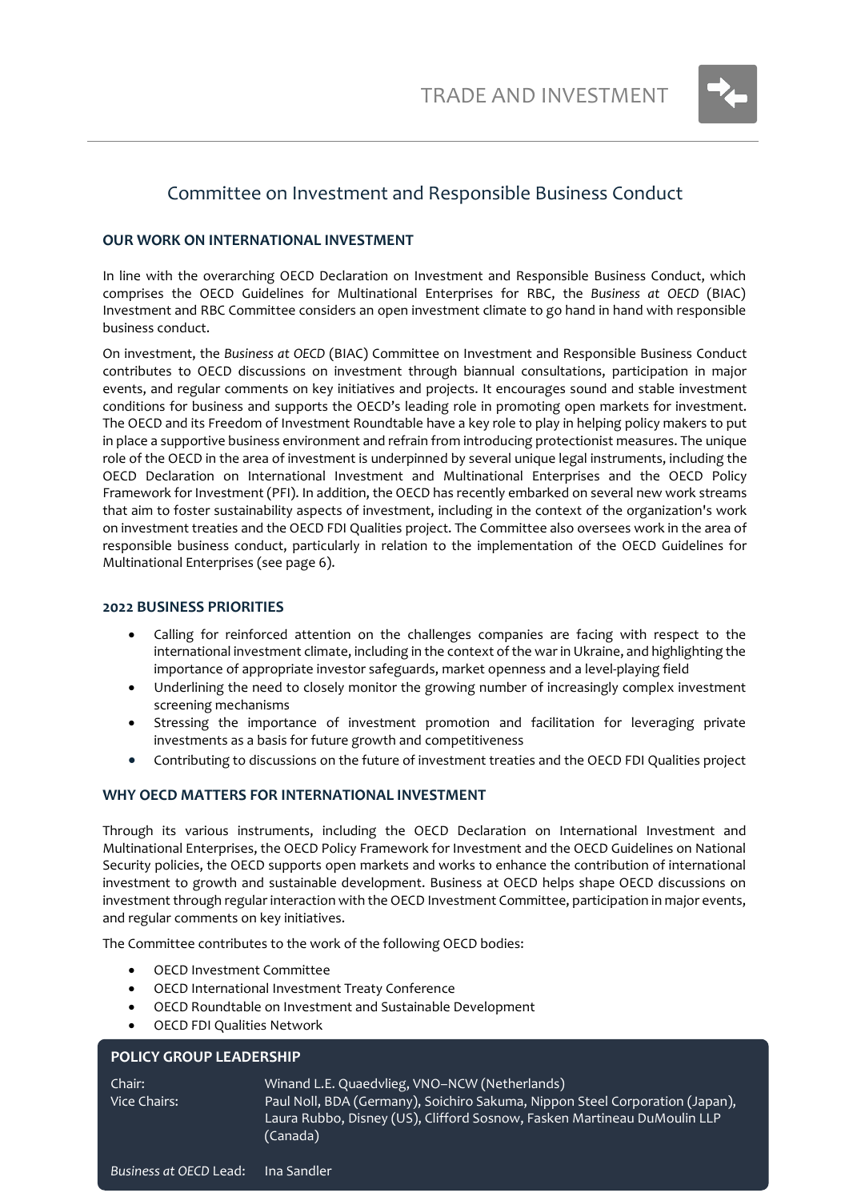TRADE AND INVESTMENT

## Committee on Investment and Responsible Business Conduct

### OUR WORK ON INTERNATIONAL INVESTMENT

In line with the overarching OECD Declaration on Investment and Responsible Business Conduct, which comprises the OECD Guidelines for Multinational Enterprises for RBC, the *Business at OECD* (BIAC) Investment and RBC Committee considers an open investment climate to go hand in hand with responsible business conduct.

On investment, the *Business at OECD* (BIAC) Committee on Investment and Responsible Business Conduct contributes to OECD discussions on investment through biannual consultations, participation in major events, and regular comments on key initiatives and projects. It encourages sound and stable investment conditions for business and supports the OECD's leading role in promoting open markets for investment. The OECD and its Freedom of Investment Roundtable have a key role to play in helping policy makers to put in place a supportive business environment and refrain from introducing protectionist measures. The unique role of the OECD in the area of investment is underpinned by several unique legal instruments, including the OECD Declaration on International Investment and Multinational Enterprises and the OECD Policy Framework for Investment (PFI). In addition, the OECD has recently embarked on several new work streams that aim to foster sustainability aspects of investment, including in the context of the organization's work on investment treaties and the OECD FDI Qualities project. The Committee also oversees work in the area of responsible business conduct, particularly in relation to the implementation of the OECD Guidelines for Multinational Enterprises (see page 6).

### 2022 BUSINESS PRIORITIES

- Calling for reinforced attention on the challenges companies are facing with respect to the international investment climate, including in the context of the war in Ukraine, and highlighting the importance of appropriate investor safeguards, market openness and a level-playing field
- Underlining the need to closely monitor the growing number of increasingly complex investment screening mechanisms
- Stressing the importance of investment promotion and facilitation for leveraging private investments as a basis for future growth and competitiveness
- Contributing to discussions on the future of investment treaties and the OECD FDI Qualities project

### WHY OECD MATTERS FOR INTERNATIONAL INVESTMENT

Through its various instruments, including the OECD Declaration on International Investment and Multinational Enterprises, the OECD Policy Framework for Investment and the OECD Guidelines on National Security policies, the OECD supports open markets and works to enhance the contribution of international investment to growth and sustainable development. Business at OECD helps shape OECD discussions on investment through regular interaction with the OECD Investment Committee, participation in major events, and regular comments on key initiatives.

The Committee contributes to the work of the following OECD bodies:

- OECD Investment Committee
- OECD International Investment Treaty Conference
- OECD Roundtable on Investment and Sustainable Development
- OECD FDI Qualities Network

### POLICY GROUP LEADERSHIP

| | |
|---|---|
| Chair: | Winand L.E. Quaedvlieg, VNO–NCW (Netherlands) |
| Vice Chairs: | Paul Noll, BDA (Germany), Soichiro Sakuma, Nippon Steel Corporation (Japan), Laura Rubbo, Disney (US), Clifford Sosnow, Fasken Martineau DuMoulin LLP (Canada) |
| *Business at OECD* Lead: | Ina Sandler |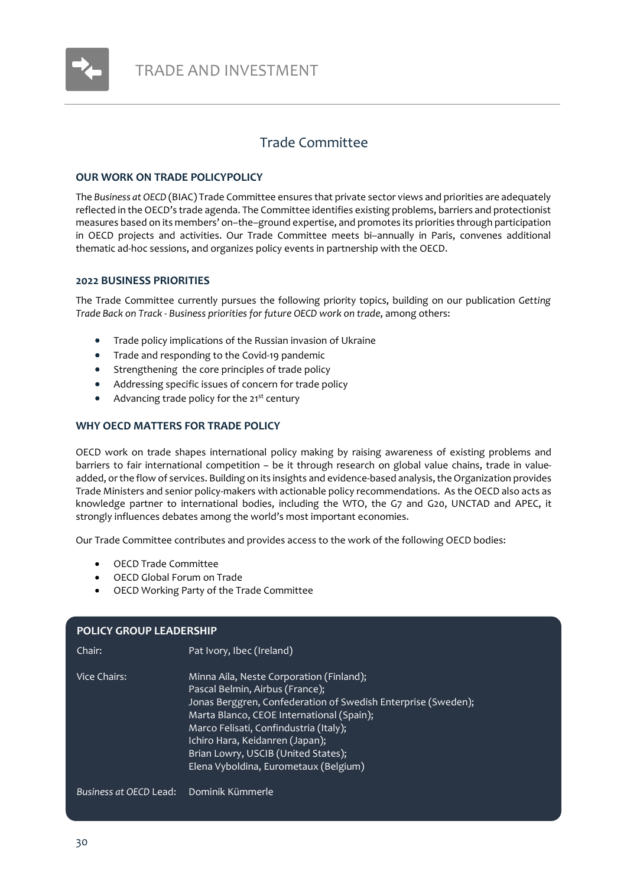# TRADE AND INVESTMENT

## Trade Committee

### OUR WORK ON TRADE POLICYPOLICY

The *Business at OECD* (BIAC) Trade Committee ensures that private sector views and priorities are adequately reflected in the OECD's trade agenda. The Committee identifies existing problems, barriers and protectionist measures based on its members' on–the–ground expertise, and promotes its priorities through participation in OECD projects and activities. Our Trade Committee meets bi–annually in Paris, convenes additional thematic ad-hoc sessions, and organizes policy events in partnership with the OECD.

### 2022 BUSINESS PRIORITIES

The Trade Committee currently pursues the following priority topics, building on our publication *Getting Trade Back on Track - Business priorities for future OECD work on trade*, among others:

- Trade policy implications of the Russian invasion of Ukraine
- Trade and responding to the Covid-19 pandemic
- Strengthening the core principles of trade policy
- Addressing specific issues of concern for trade policy
- Advancing trade policy for the 21st century

### WHY OECD MATTERS FOR TRADE POLICY

OECD work on trade shapes international policy making by raising awareness of existing problems and barriers to fair international competition – be it through research on global value chains, trade in value-added, or the flow of services. Building on its insights and evidence-based analysis, the Organization provides Trade Ministers and senior policy-makers with actionable policy recommendations. As the OECD also acts as knowledge partner to international bodies, including the WTO, the G7 and G20, UNCTAD and APEC, it strongly influences debates among the world's most important economies.

Our Trade Committee contributes and provides access to the work of the following OECD bodies:

- OECD Trade Committee
- OECD Global Forum on Trade
- OECD Working Party of the Trade Committee

### POLICY GROUP LEADERSHIP

| | |
|---|---|
| Chair: | Pat Ivory, Ibec (Ireland) |
| Vice Chairs: | Minna Aila, Neste Corporation (Finland); Pascal Belmin, Airbus (France); Jonas Berggren, Confederation of Swedish Enterprise (Sweden); Marta Blanco, CEOE International (Spain); Marco Felisati, Confindustria (Italy); Ichiro Hara, Keidanren (Japan); Brian Lowry, USCIB (United States); Elena Vyboldina, Eurometaux (Belgium) |
| *Business at OECD* Lead: | Dominik Kümmerle |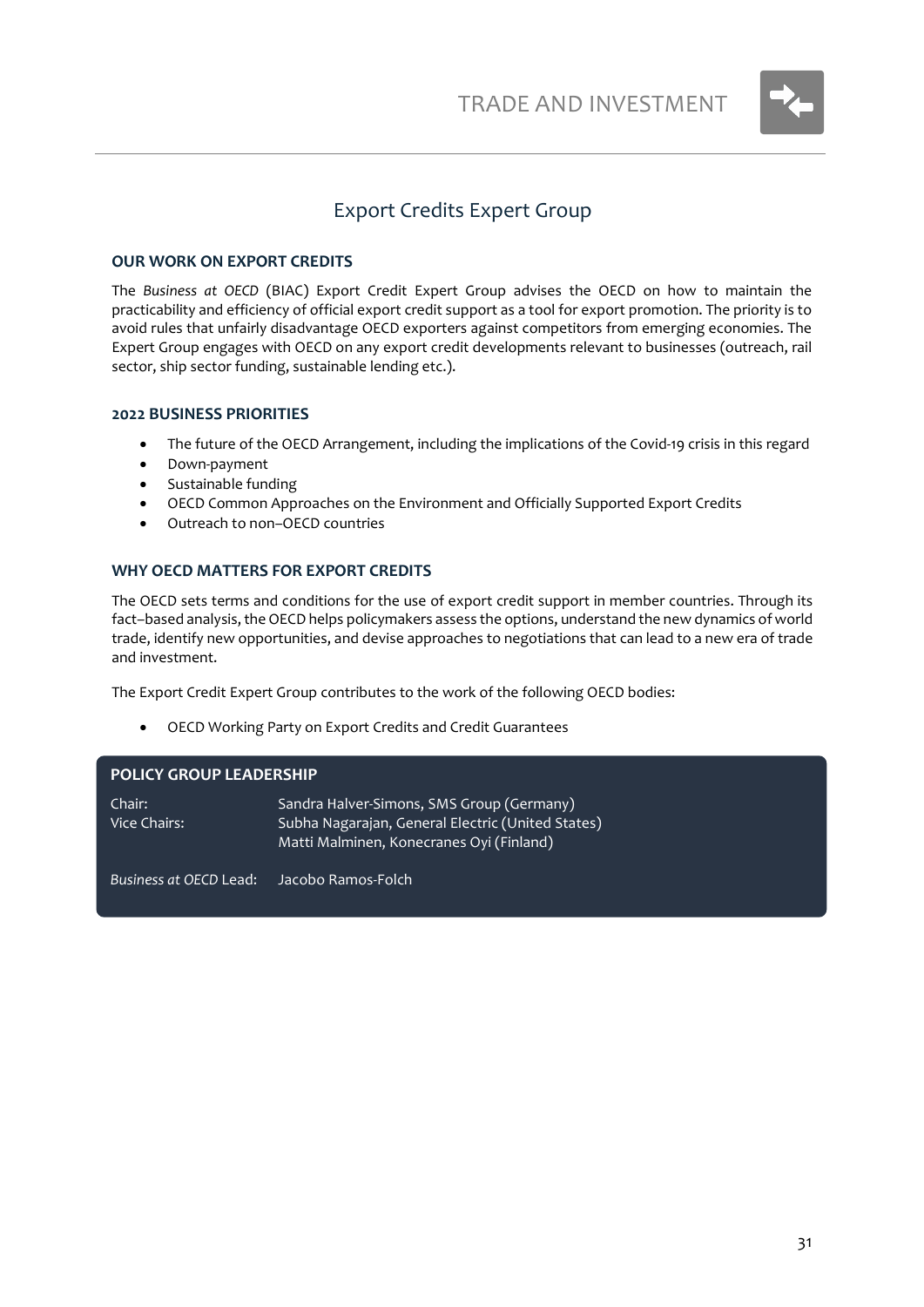# Export Credits Expert Group

## OUR WORK ON EXPORT CREDITS

The *Business at OECD* (BIAC) Export Credit Expert Group advises the OECD on how to maintain the practicability and efficiency of official export credit support as a tool for export promotion. The priority is to avoid rules that unfairly disadvantage OECD exporters against competitors from emerging economies. The Expert Group engages with OECD on any export credit developments relevant to businesses (outreach, rail sector, ship sector funding, sustainable lending etc.).

## 2022 BUSINESS PRIORITIES

- The future of the OECD Arrangement, including the implications of the Covid-19 crisis in this regard
- Down-payment
- Sustainable funding
- OECD Common Approaches on the Environment and Officially Supported Export Credits
- Outreach to non–OECD countries

## WHY OECD MATTERS FOR EXPORT CREDITS

The OECD sets terms and conditions for the use of export credit support in member countries. Through its fact–based analysis, the OECD helps policymakers assess the options, understand the new dynamics of world trade, identify new opportunities, and devise approaches to negotiations that can lead to a new era of trade and investment.

The Export Credit Expert Group contributes to the work of the following OECD bodies:

- OECD Working Party on Export Credits and Credit Guarantees

## POLICY GROUP LEADERSHIP

| | |
|---|---|
| Chair: | Sandra Halver-Simons, SMS Group (Germany) |
| Vice Chairs: | Subha Nagarajan, General Electric (United States) |
| | Matti Malminen, Konecranes Oyi (Finland) |
| *Business at OECD* Lead: | Jacobo Ramos-Folch |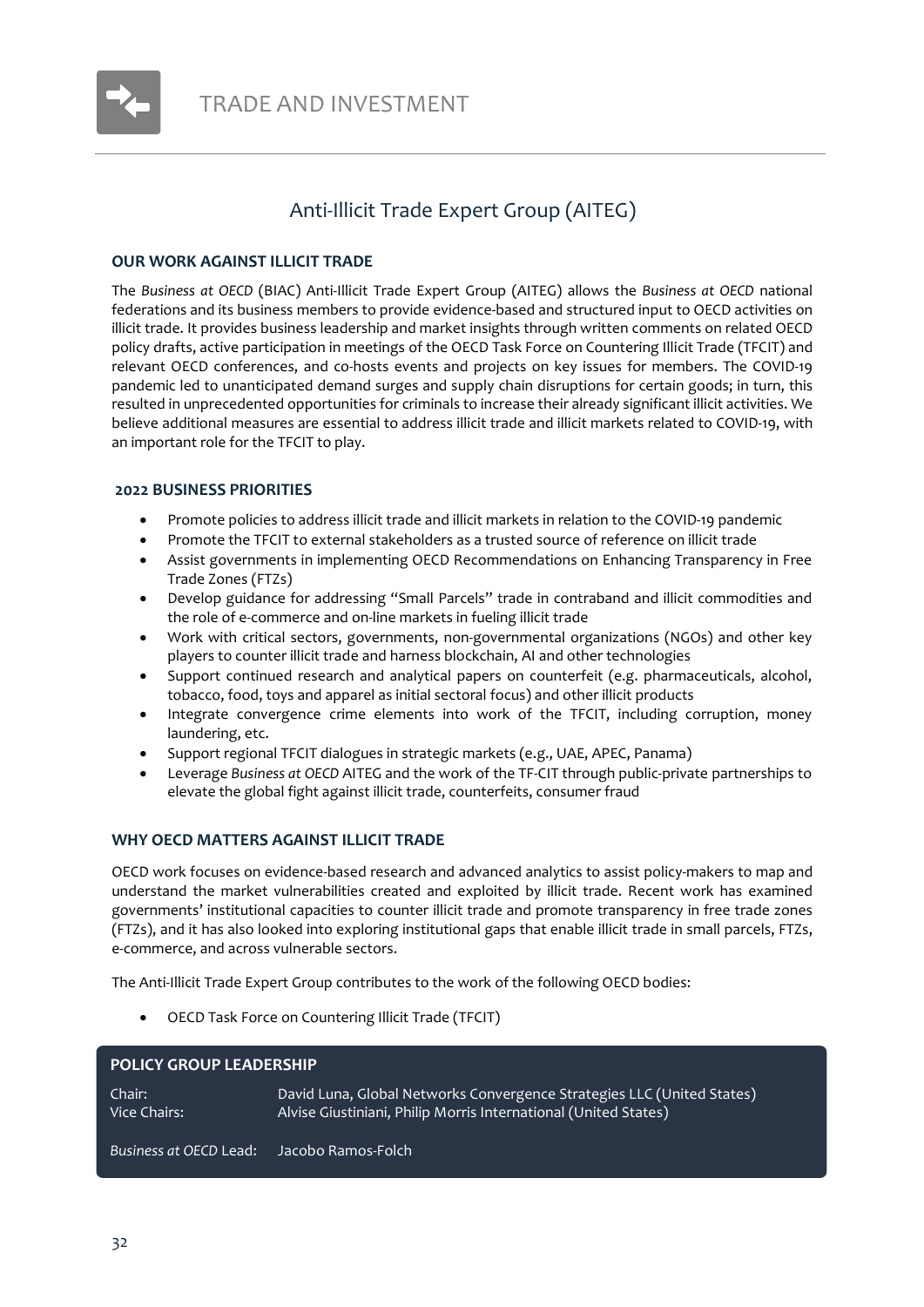# TRADE AND INVESTMENT

## Anti-Illicit Trade Expert Group (AITEG)

### OUR WORK AGAINST ILLICIT TRADE

The *Business at OECD* (BIAC) Anti-Illicit Trade Expert Group (AITEG) allows the *Business at OECD* national federations and its business members to provide evidence-based and structured input to OECD activities on illicit trade. It provides business leadership and market insights through written comments on related OECD policy drafts, active participation in meetings of the OECD Task Force on Countering Illicit Trade (TFCIT) and relevant OECD conferences, and co-hosts events and projects on key issues for members. The COVID-19 pandemic led to unanticipated demand surges and supply chain disruptions for certain goods; in turn, this resulted in unprecedented opportunities for criminals to increase their already significant illicit activities. We believe additional measures are essential to address illicit trade and illicit markets related to COVID-19, with an important role for the TFCIT to play.

### 2022 BUSINESS PRIORITIES

- Promote policies to address illicit trade and illicit markets in relation to the COVID-19 pandemic
- Promote the TFCIT to external stakeholders as a trusted source of reference on illicit trade
- Assist governments in implementing OECD Recommendations on Enhancing Transparency in Free Trade Zones (FTZs)
- Develop guidance for addressing "Small Parcels" trade in contraband and illicit commodities and the role of e-commerce and on-line markets in fueling illicit trade
- Work with critical sectors, governments, non-governmental organizations (NGOs) and other key players to counter illicit trade and harness blockchain, AI and other technologies
- Support continued research and analytical papers on counterfeit (e.g. pharmaceuticals, alcohol, tobacco, food, toys and apparel as initial sectoral focus) and other illicit products
- Integrate convergence crime elements into work of the TFCIT, including corruption, money laundering, etc.
- Support regional TFCIT dialogues in strategic markets (e.g., UAE, APEC, Panama)
- Leverage *Business at OECD* AITEG and the work of the TF-CIT through public-private partnerships to elevate the global fight against illicit trade, counterfeits, consumer fraud

### WHY OECD MATTERS AGAINST ILLICIT TRADE

OECD work focuses on evidence-based research and advanced analytics to assist policy-makers to map and understand the market vulnerabilities created and exploited by illicit trade. Recent work has examined governments' institutional capacities to counter illicit trade and promote transparency in free trade zones (FTZs), and it has also looked into exploring institutional gaps that enable illicit trade in small parcels, FTZs, e-commerce, and across vulnerable sectors.

The Anti-Illicit Trade Expert Group contributes to the work of the following OECD bodies:

- OECD Task Force on Countering Illicit Trade (TFCIT)

### POLICY GROUP LEADERSHIP

Chair: David Luna, Global Networks Convergence Strategies LLC (United States)
Vice Chairs: Alvise Giustiniani, Philip Morris International (United States)

*Business at OECD* Lead: Jacobo Ramos-Folch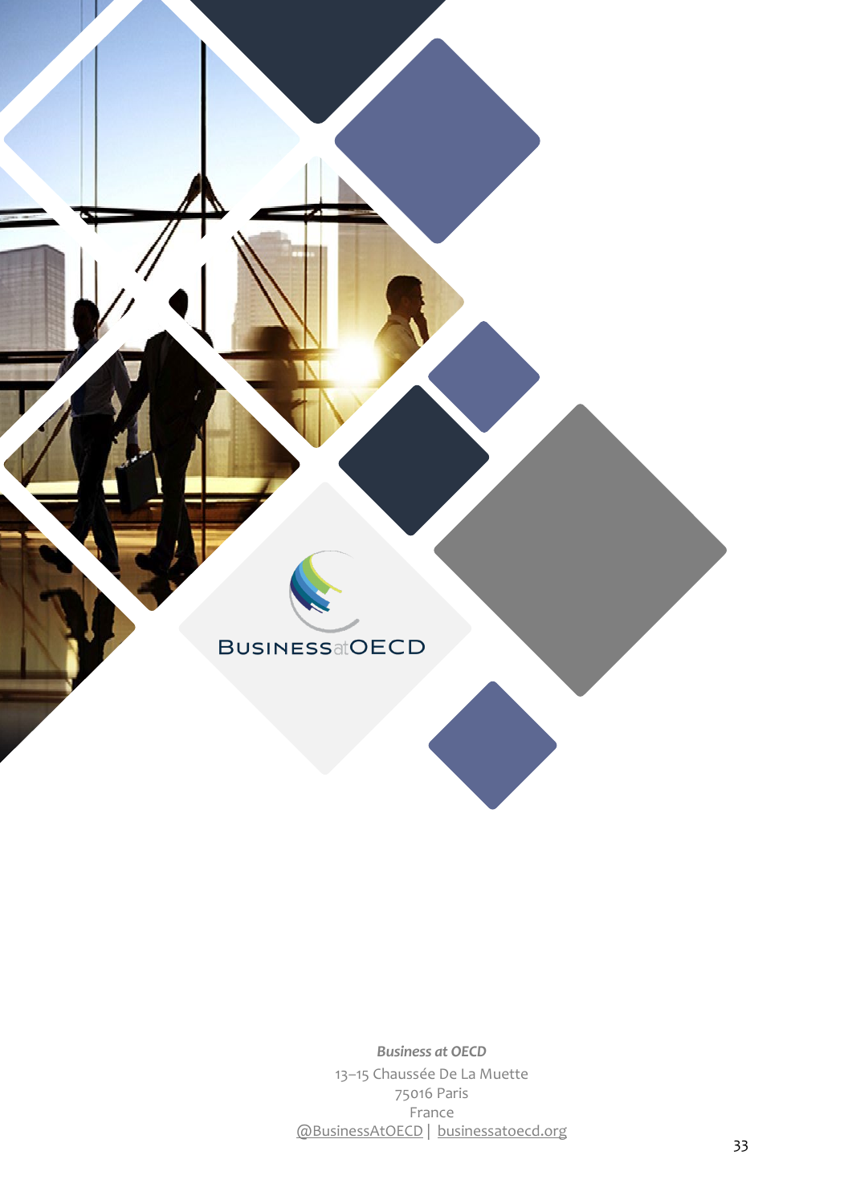BUSINESS at OECD

*Business at OECD*

13–15 Chaussée De La Muette
75016 Paris
France
@BusinessAtOECD | businessatoecd.org